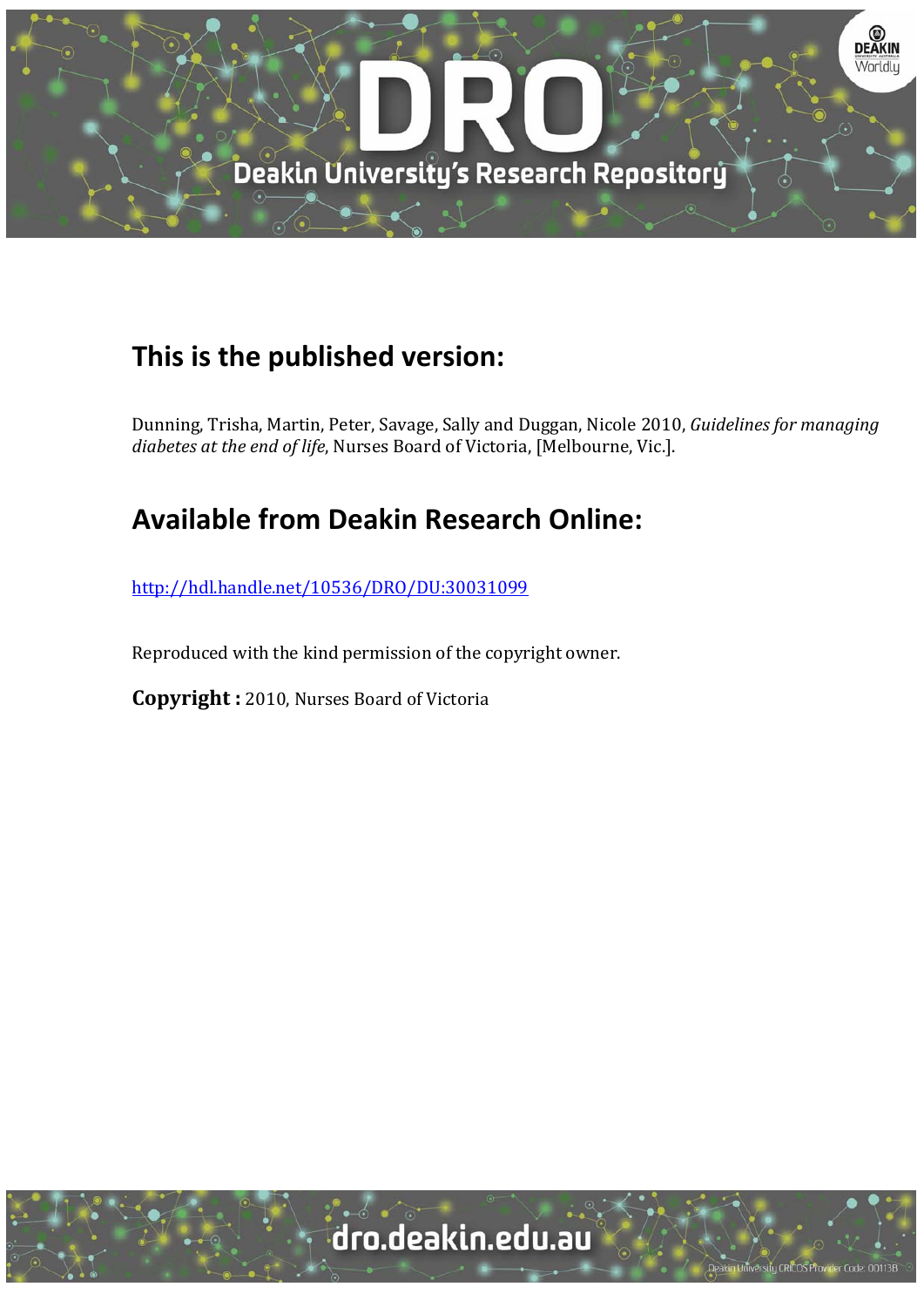# DRO

Deakin University's Research Repository

## This is the published version:

Dunning, Trisha, Martin, Peter, Savage, Sally and Duggan, Nicole 2010, *Guidelines for managing diabetes at the end of life*, Nurses Board of Victoria, [Melbourne, Vic.].

## Available from Deakin Research Online:

http://hdl.handle.net/10536/DRO/DU:30031099

Reproduced with the kind permission of the copyright owner.

**Copyright :** 2010, Nurses Board of Victoria

dro.deakin.edu.au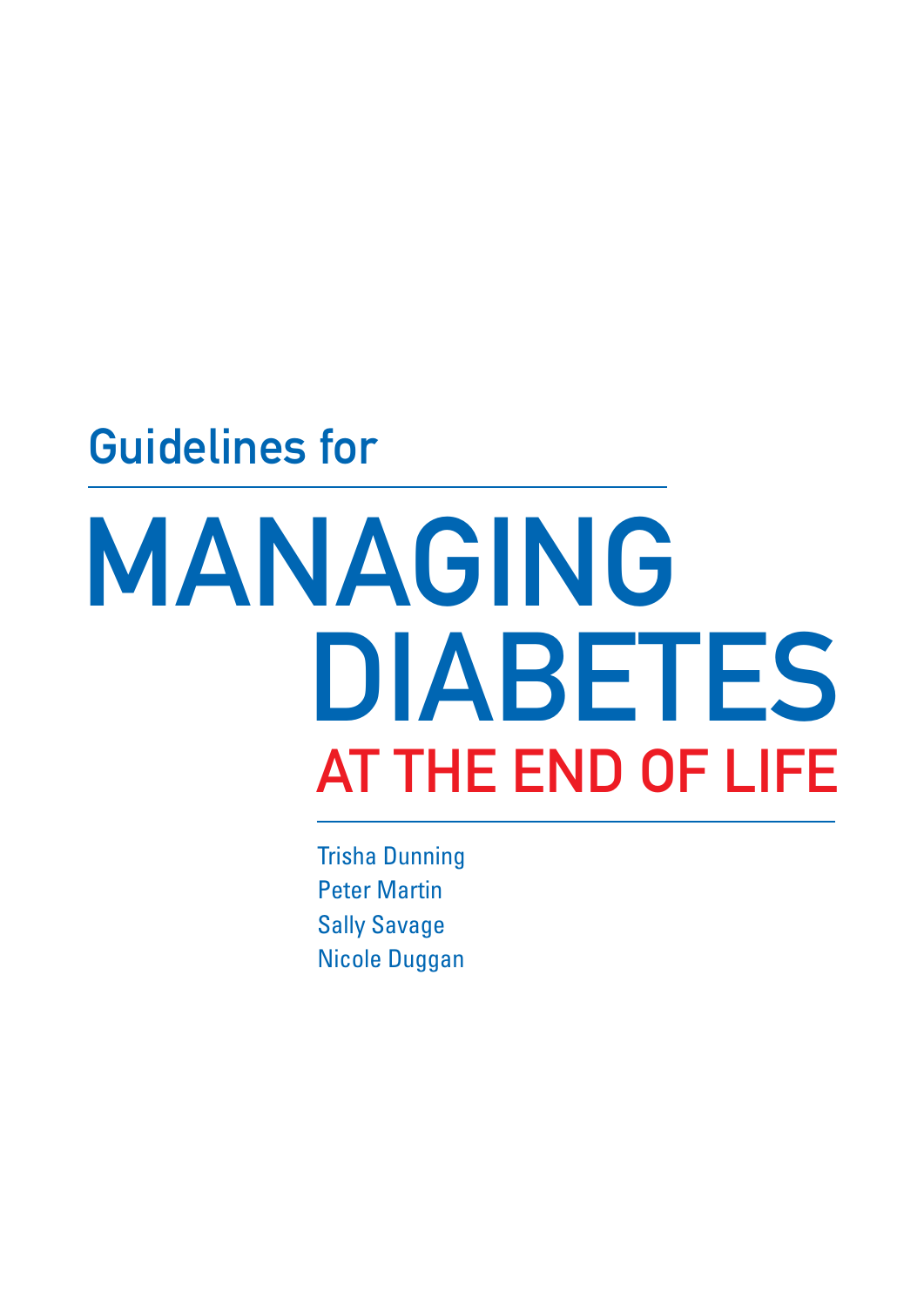Guidelines for

# MANAGING DIABETES AT THE END OF LIFE

Trisha Dunning
Peter Martin
Sally Savage
Nicole Duggan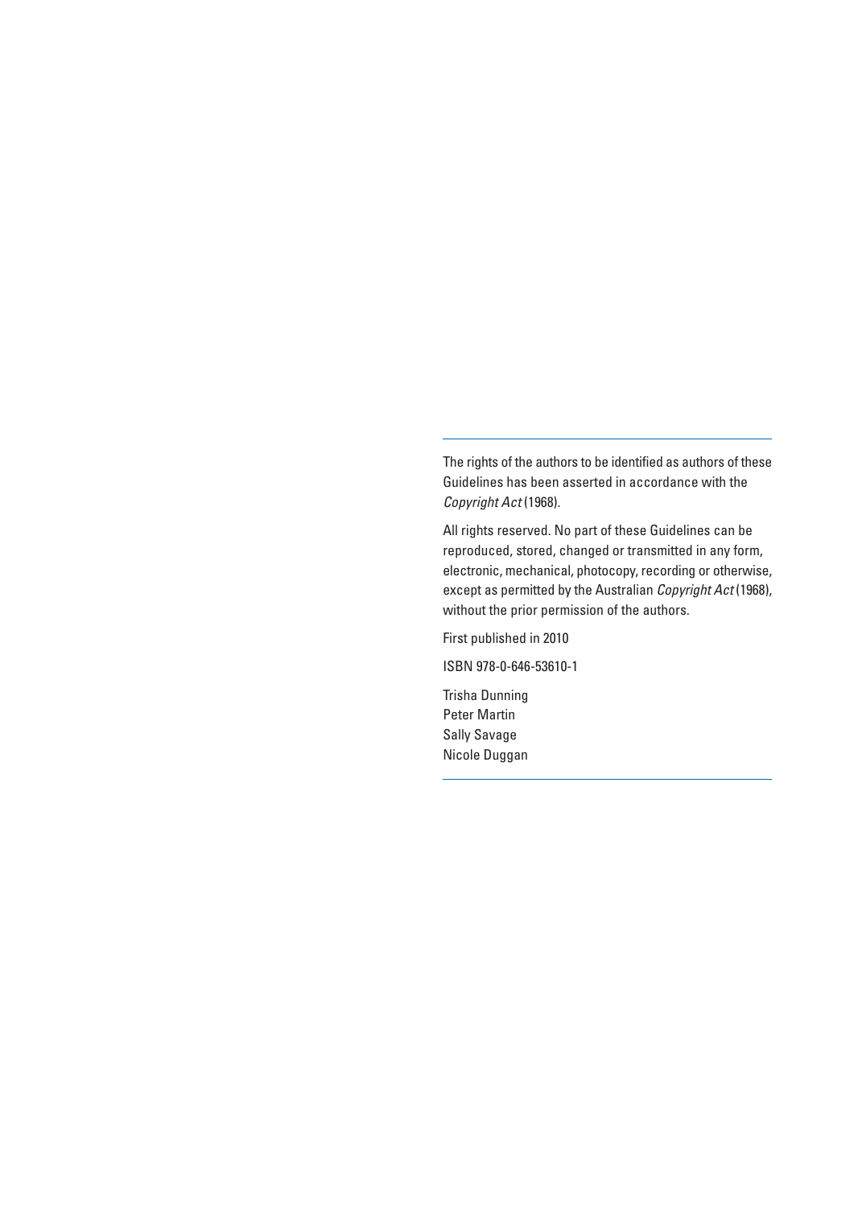---

The rights of the authors to be identified as authors of these Guidelines has been asserted in accordance with the *Copyright Act* (1968).

All rights reserved. No part of these Guidelines can be reproduced, stored, changed or transmitted in any form, electronic, mechanical, photocopy, recording or otherwise, except as permitted by the Australian *Copyright Act* (1968), without the prior permission of the authors.

First published in 2010

ISBN 978-0-646-53610-1

Trisha Dunning
Peter Martin
Sally Savage
Nicole Duggan

---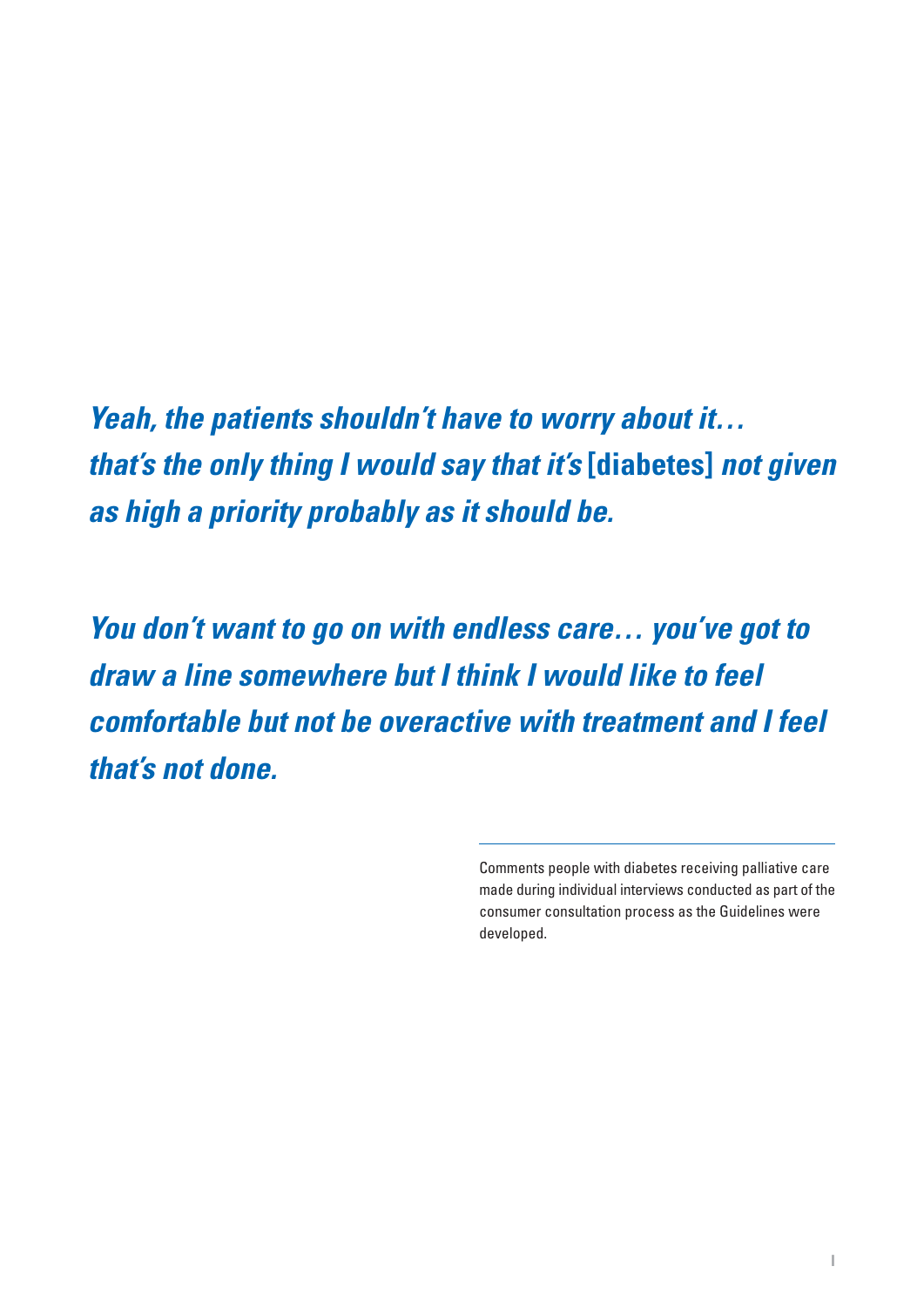*Yeah, the patients shouldn't have to worry about it… that's the only thing I would say that it's* [diabetes] *not given as high a priority probably as it should be.*

*You don't want to go on with endless care… you've got to draw a line somewhere but I think I would like to feel comfortable but not be overactive with treatment and I feel that's not done.*

---

Comments people with diabetes receiving palliative care made during individual interviews conducted as part of the consumer consultation process as the Guidelines were developed.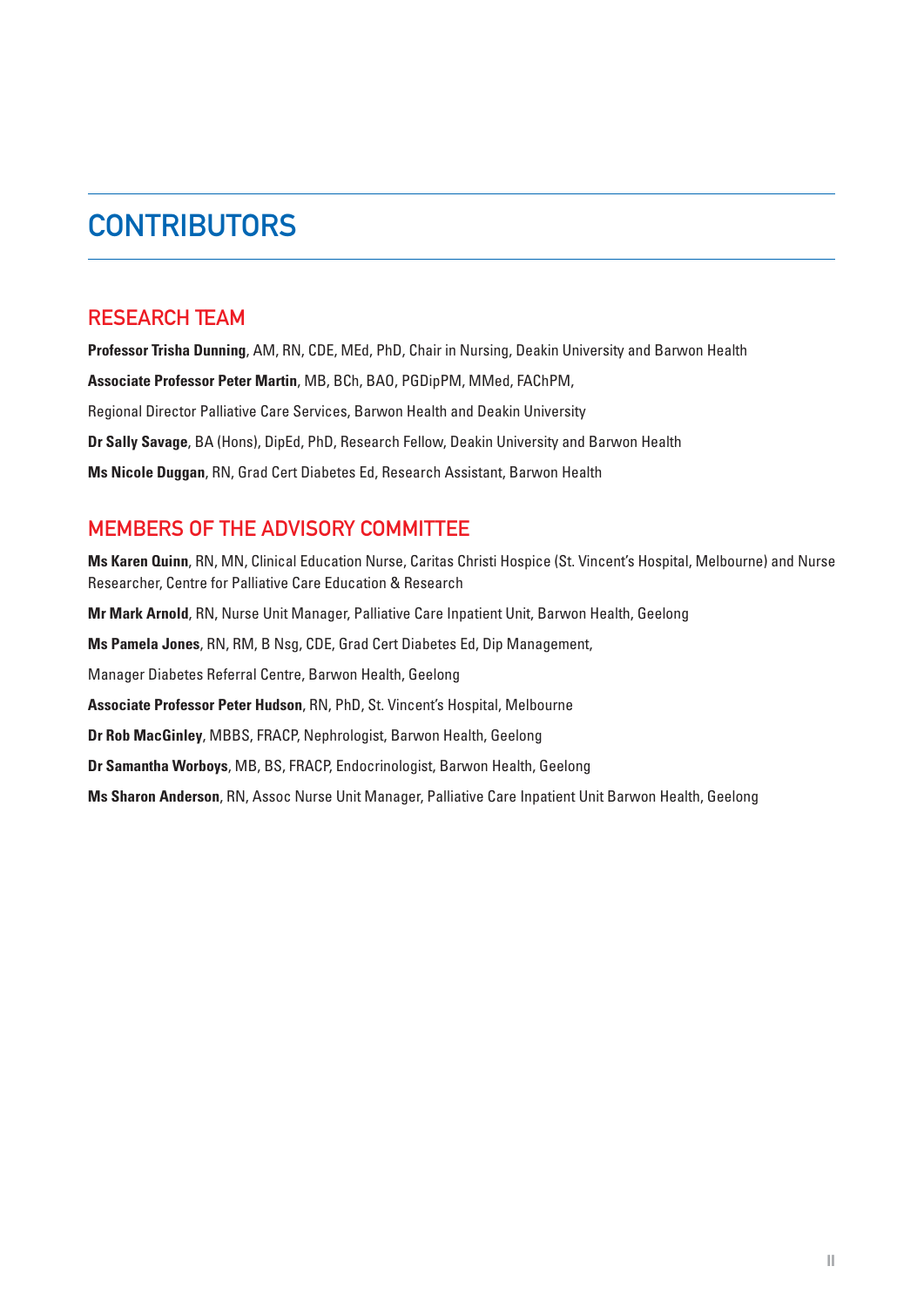# CONTRIBUTORS

## RESEARCH TEAM

**Professor Trisha Dunning**, AM, RN, CDE, MEd, PhD, Chair in Nursing, Deakin University and Barwon Health

**Associate Professor Peter Martin**, MB, BCh, BAO, PGDipPM, MMed, FAChPM,

Regional Director Palliative Care Services, Barwon Health and Deakin University

**Dr Sally Savage**, BA (Hons), DipEd, PhD, Research Fellow, Deakin University and Barwon Health

**Ms Nicole Duggan**, RN, Grad Cert Diabetes Ed, Research Assistant, Barwon Health

## MEMBERS OF THE ADVISORY COMMITTEE

**Ms Karen Quinn**, RN, MN, Clinical Education Nurse, Caritas Christi Hospice (St. Vincent's Hospital, Melbourne) and Nurse Researcher, Centre for Palliative Care Education & Research

**Mr Mark Arnold**, RN, Nurse Unit Manager, Palliative Care Inpatient Unit, Barwon Health, Geelong

**Ms Pamela Jones**, RN, RM, B Nsg, CDE, Grad Cert Diabetes Ed, Dip Management,

Manager Diabetes Referral Centre, Barwon Health, Geelong

**Associate Professor Peter Hudson**, RN, PhD, St. Vincent's Hospital, Melbourne

**Dr Rob MacGinley**, MBBS, FRACP, Nephrologist, Barwon Health, Geelong

**Dr Samantha Worboys**, MB, BS, FRACP, Endocrinologist, Barwon Health, Geelong

**Ms Sharon Anderson**, RN, Assoc Nurse Unit Manager, Palliative Care Inpatient Unit Barwon Health, Geelong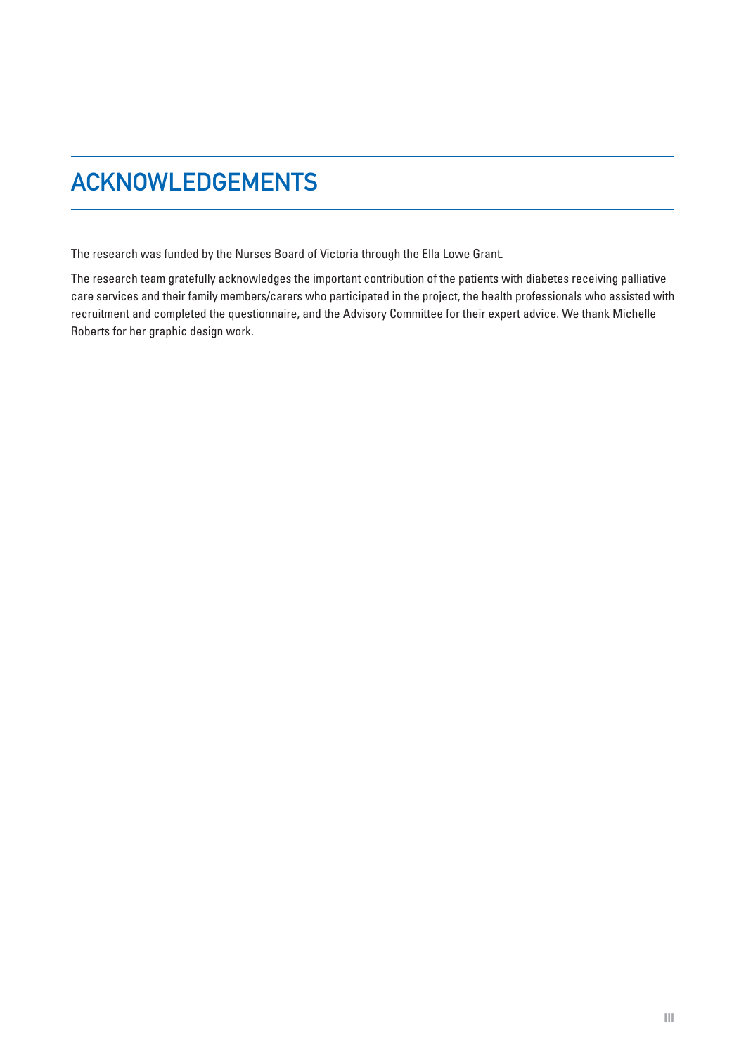# ACKNOWLEDGEMENTS

The research was funded by the Nurses Board of Victoria through the Ella Lowe Grant.

The research team gratefully acknowledges the important contribution of the patients with diabetes receiving palliative care services and their family members/carers who participated in the project, the health professionals who assisted with recruitment and completed the questionnaire, and the Advisory Committee for their expert advice. We thank Michelle Roberts for her graphic design work.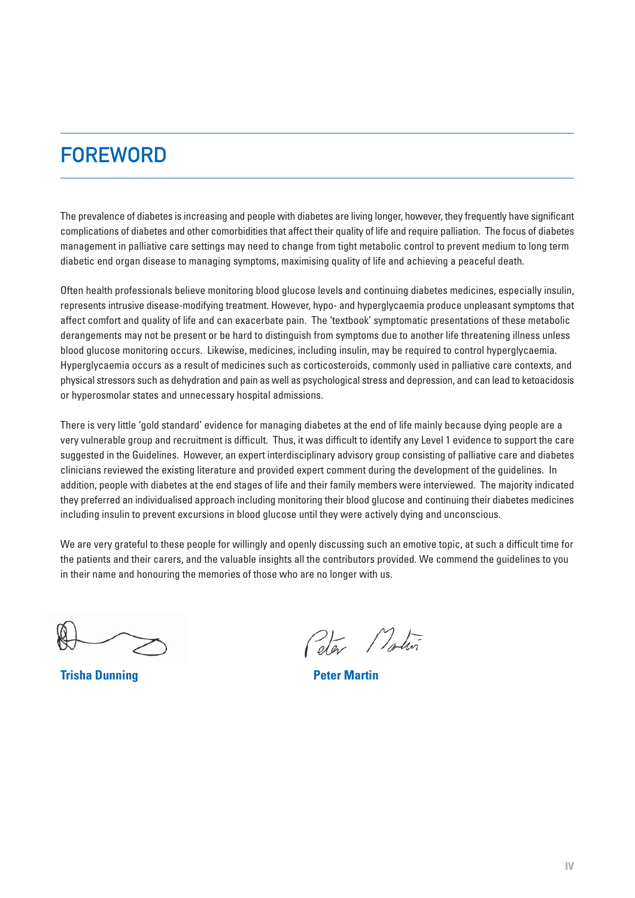# FOREWORD

The prevalence of diabetes is increasing and people with diabetes are living longer, however, they frequently have significant complications of diabetes and other comorbidities that affect their quality of life and require palliation. The focus of diabetes management in palliative care settings may need to change from tight metabolic control to prevent medium to long term diabetic end organ disease to managing symptoms, maximising quality of life and achieving a peaceful death.

Often health professionals believe monitoring blood glucose levels and continuing diabetes medicines, especially insulin, represents intrusive disease-modifying treatment. However, hypo- and hyperglycaemia produce unpleasant symptoms that affect comfort and quality of life and can exacerbate pain. The 'textbook' symptomatic presentations of these metabolic derangements may not be present or be hard to distinguish from symptoms due to another life threatening illness unless blood glucose monitoring occurs. Likewise, medicines, including insulin, may be required to control hyperglycaemia. Hyperglycaemia occurs as a result of medicines such as corticosteroids, commonly used in palliative care contexts, and physical stressors such as dehydration and pain as well as psychological stress and depression, and can lead to ketoacidosis or hyperosmolar states and unnecessary hospital admissions.

There is very little 'gold standard' evidence for managing diabetes at the end of life mainly because dying people are a very vulnerable group and recruitment is difficult. Thus, it was difficult to identify any Level 1 evidence to support the care suggested in the Guidelines. However, an expert interdisciplinary advisory group consisting of palliative care and diabetes clinicians reviewed the existing literature and provided expert comment during the development of the guidelines. In addition, people with diabetes at the end stages of life and their family members were interviewed. The majority indicated they preferred an individualised approach including monitoring their blood glucose and continuing their diabetes medicines including insulin to prevent excursions in blood glucose until they were actively dying and unconscious.

We are very grateful to these people for willingly and openly discussing such an emotive topic, at such a difficult time for the patients and their carers, and the valuable insights all the contributors provided. We commend the guidelines to you in their name and honouring the memories of those who are no longer with us.

**Trisha Dunning** **Peter Martin**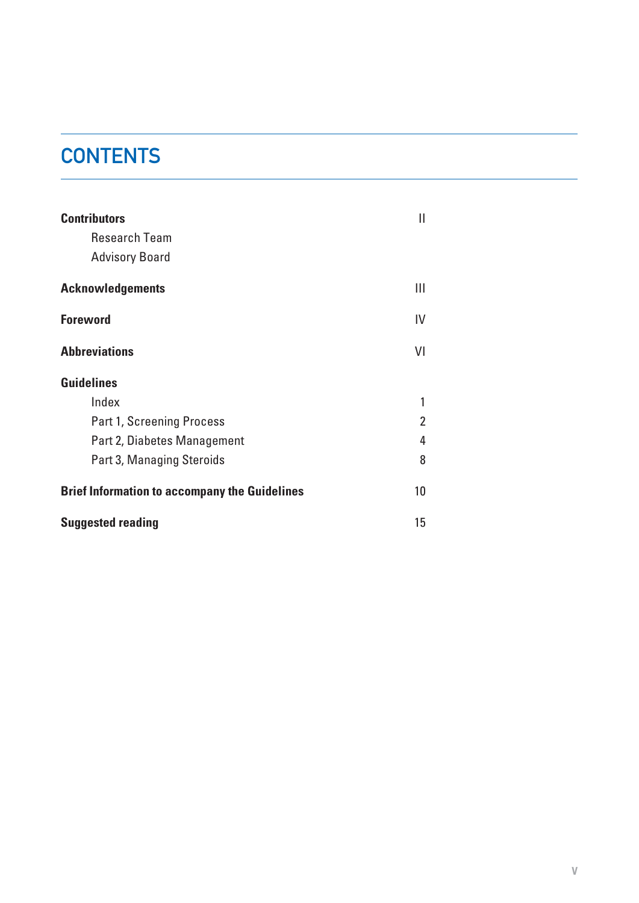# CONTENTS

| | |
|---|---|
| **Contributors** | II |
| Research Team | |
| Advisory Board | |
| **Acknowledgements** | III |
| **Foreword** | IV |
| **Abbreviations** | VI |
| **Guidelines** | |
| Index | 1 |
| Part 1, Screening Process | 2 |
| Part 2, Diabetes Management | 4 |
| Part 3, Managing Steroids | 8 |
| **Brief Information to accompany the Guidelines** | 10 |
| **Suggested reading** | 15 |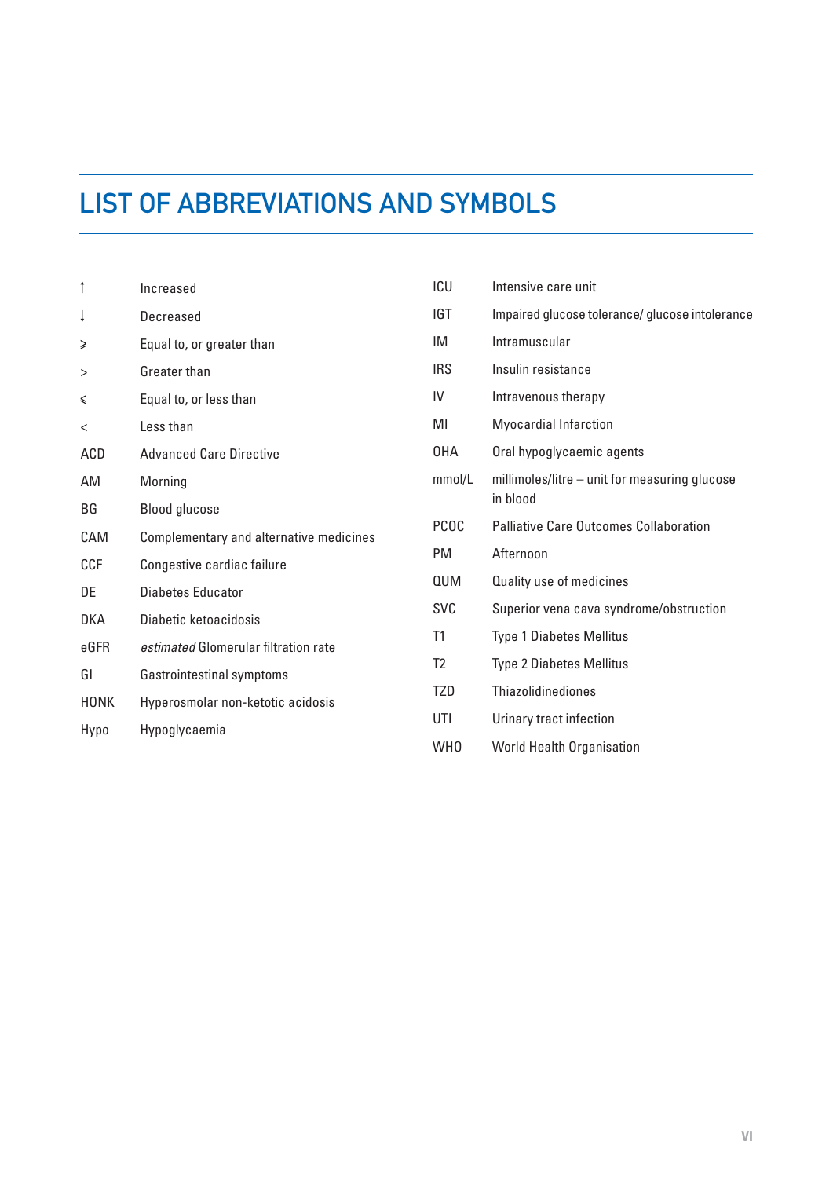# LIST OF ABBREVIATIONS AND SYMBOLS

| | |
|---|---|
| ↑ | Increased |
| ↓ | Decreased |
| ⩾ | Equal to, or greater than |
| > | Greater than |
| ⩽ | Equal to, or less than |
| < | Less than |
| ACD | Advanced Care Directive |
| AM | Morning |
| BG | Blood glucose |
| CAM | Complementary and alternative medicines |
| CCF | Congestive cardiac failure |
| DE | Diabetes Educator |
| DKA | Diabetic ketoacidosis |
| eGFR | *estimated* Glomerular filtration rate |
| GI | Gastrointestinal symptoms |
| HONK | Hyperosmolar non-ketotic acidosis |
| Hypo | Hypoglycaemia |
| ICU | Intensive care unit |
| IGT | Impaired glucose tolerance/ glucose intolerance |
| IM | Intramuscular |
| IRS | Insulin resistance |
| IV | Intravenous therapy |
| MI | Myocardial Infarction |
| OHA | Oral hypoglycaemic agents |
| mmol/L | millimoles/litre – unit for measuring glucose in blood |
| PCOC | Palliative Care Outcomes Collaboration |
| PM | Afternoon |
| QUM | Quality use of medicines |
| SVC | Superior vena cava syndrome/obstruction |
| T1 | Type 1 Diabetes Mellitus |
| T2 | Type 2 Diabetes Mellitus |
| TZD | Thiazolidinediones |
| UTI | Urinary tract infection |
| WHO | World Health Organisation |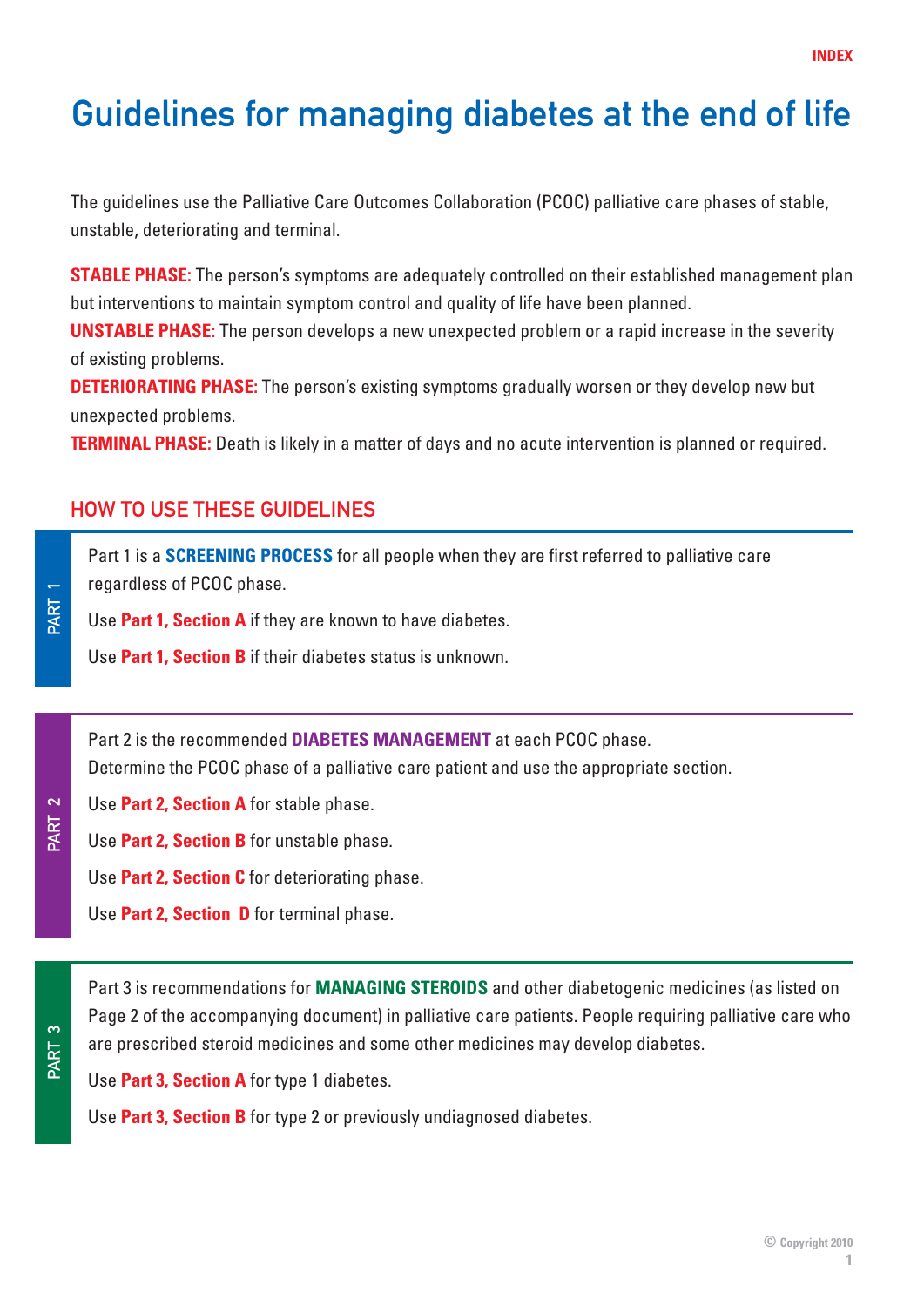# Guidelines for managing diabetes at the end of life

The guidelines use the Palliative Care Outcomes Collaboration (PCOC) palliative care phases of stable, unstable, deteriorating and terminal.

**STABLE PHASE:** The person's symptoms are adequately controlled on their established management plan but interventions to maintain symptom control and quality of life have been planned.
**UNSTABLE PHASE:** The person develops a new unexpected problem or a rapid increase in the severity of existing problems.
**DETERIORATING PHASE:** The person's existing symptoms gradually worsen or they develop new but unexpected problems.
**TERMINAL PHASE:** Death is likely in a matter of days and no acute intervention is planned or required.

## HOW TO USE THESE GUIDELINES

### PART 1

Part 1 is a **SCREENING PROCESS** for all people when they are first referred to palliative care regardless of PCOC phase.

Use **Part 1, Section A** if they are known to have diabetes.

Use **Part 1, Section B** if their diabetes status is unknown.

### PART 2

Part 2 is the recommended **DIABETES MANAGEMENT** at each PCOC phase.
Determine the PCOC phase of a palliative care patient and use the appropriate section.

Use **Part 2, Section A** for stable phase.

Use **Part 2, Section B** for unstable phase.

Use **Part 2, Section C** for deteriorating phase.

Use **Part 2, Section D** for terminal phase.

### PART 3

Part 3 is recommendations for **MANAGING STEROIDS** and other diabetogenic medicines (as listed on Page 2 of the accompanying document) in palliative care patients. People requiring palliative care who are prescribed steroid medicines and some other medicines may develop diabetes.

Use **Part 3, Section A** for type 1 diabetes.

Use **Part 3, Section B** for type 2 or previously undiagnosed diabetes.

© Copyright 2010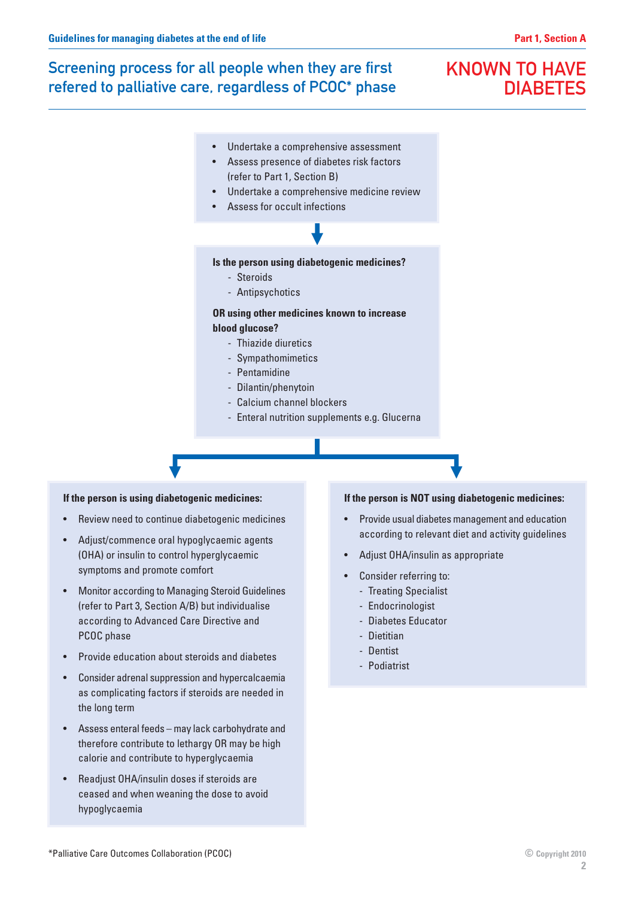## Screening process for all people when they are first refered to palliative care, regardless of PCOC* phase

## KNOWN TO HAVE DIABETES

- Undertake a comprehensive assessment
- Assess presence of diabetes risk factors (refer to Part 1, Section B)
- Undertake a comprehensive medicine review
- Assess for occult infections

**Is the person using diabetogenic medicines?**

- Steroids
- Antipsychotics

**OR using other medicines known to increase blood glucose?**

- Thiazide diuretics
- Sympathomimetics
- Pentamidine
- Dilantin/phenytoin
- Calcium channel blockers
- Enteral nutrition supplements e.g. Glucerna

**If the person is using diabetogenic medicines:**

- Review need to continue diabetogenic medicines
- Adjust/commence oral hypoglycaemic agents (OHA) or insulin to control hyperglycaemic symptoms and promote comfort
- Monitor according to Managing Steroid Guidelines (refer to Part 3, Section A/B) but individualise according to Advanced Care Directive and PCOC phase
- Provide education about steroids and diabetes
- Consider adrenal suppression and hypercalcaemia as complicating factors if steroids are needed in the long term
- Assess enteral feeds – may lack carbohydrate and therefore contribute to lethargy OR may be high calorie and contribute to hyperglycaemia
- Readjust OHA/insulin doses if steroids are ceased and when weaning the dose to avoid hypoglycaemia

**If the person is NOT using diabetogenic medicines:**

- Provide usual diabetes management and education according to relevant diet and activity guidelines
- Adjust OHA/insulin as appropriate
- Consider referring to:
  - Treating Specialist
  - Endocrinologist
  - Diabetes Educator
  - Dietitian
  - Dentist
  - Podiatrist

*Palliative Care Outcomes Collaboration (PCOC)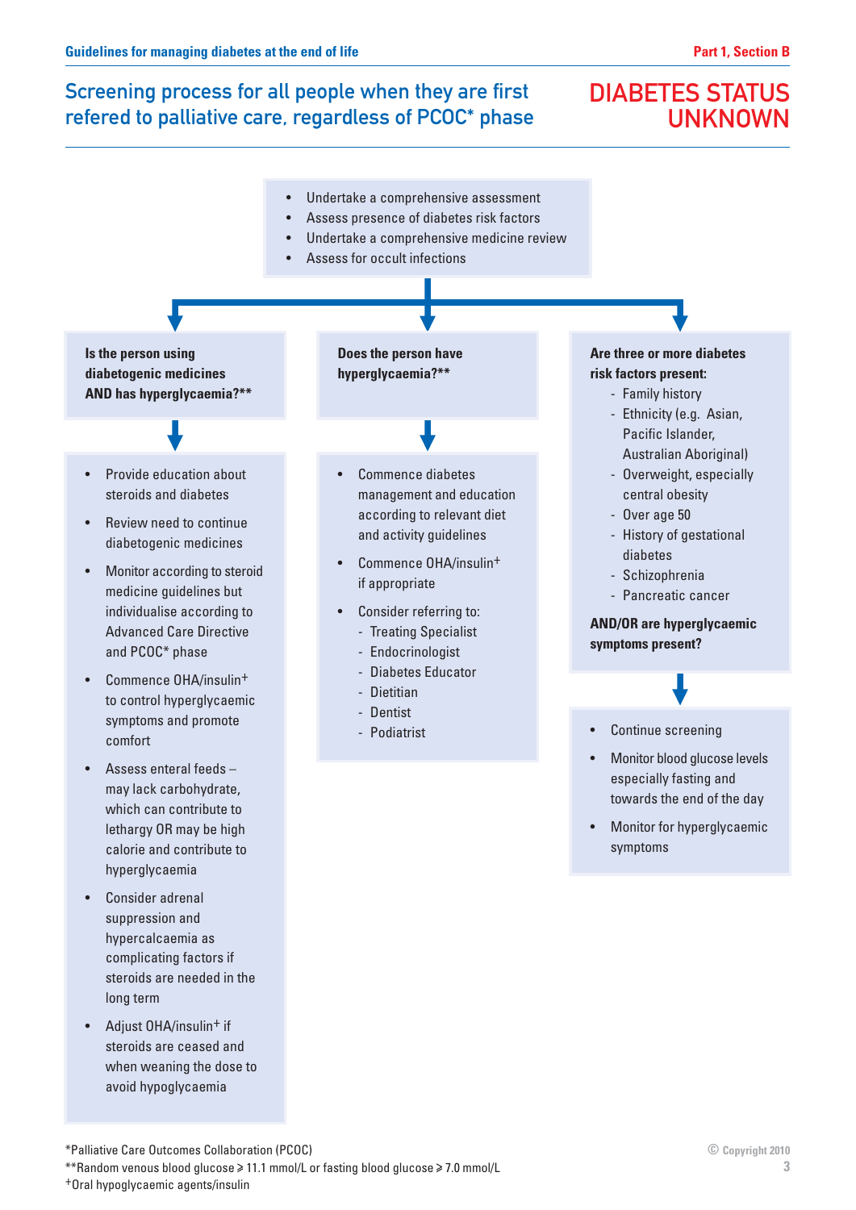# Screening process for all people when they are first refered to palliative care, regardless of PCOC* phase

## DIABETES STATUS UNKNOWN

- Undertake a comprehensive assessment
- Assess presence of diabetes risk factors
- Undertake a comprehensive medicine review
- Assess for occult infections

### Is the person using diabetogenic medicines AND has hyperglycaemia?**

- Provide education about steroids and diabetes
- Review need to continue diabetogenic medicines
- Monitor according to steroid medicine guidelines but individualise according to Advanced Care Directive and PCOC* phase
- Commence OHA/insulin+ to control hyperglycaemic symptoms and promote comfort
- Assess enteral feeds – may lack carbohydrate, which can contribute to lethargy OR may be high calorie and contribute to hyperglycaemia
- Consider adrenal suppression and hypercalcaemia as complicating factors if steroids are needed in the long term
- Adjust OHA/insulin+ if steroids are ceased and when weaning the dose to avoid hypoglycaemia

### Does the person have hyperglycaemia?**

- Commence diabetes management and education according to relevant diet and activity guidelines
- Commence OHA/insulin+ if appropriate
- Consider referring to:
  - Treating Specialist
  - Endocrinologist
  - Diabetes Educator
  - Dietitian
  - Dentist
  - Podiatrist

### Are three or more diabetes risk factors present:

- Family history
- Ethnicity (e.g. Asian, Pacific Islander, Australian Aboriginal)
- Overweight, especially central obesity
- Over age 50
- History of gestational diabetes
- Schizophrenia
- Pancreatic cancer

**AND/OR are hyperglycaemic symptoms present?**

- Continue screening
- Monitor blood glucose levels especially fasting and towards the end of the day
- Monitor for hyperglycaemic symptoms

*Palliative Care Outcomes Collaboration (PCOC)
**Random venous blood glucose ⩾ 11.1 mmol/L or fasting blood glucose ⩾ 7.0 mmol/L
+Oral hypoglycaemic agents/insulin

© Copyright 2010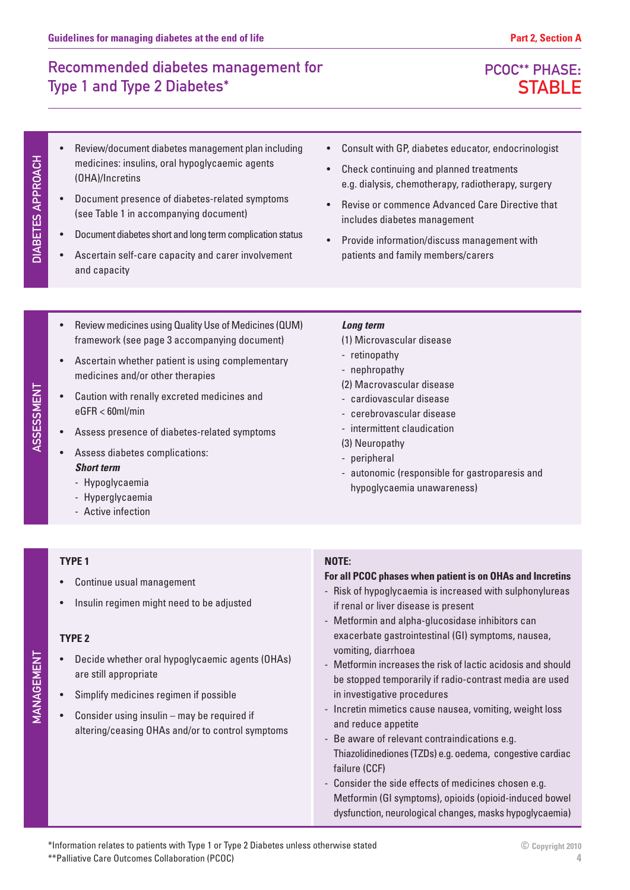# Recommended diabetes management for Type 1 and Type 2 Diabetes*

## PCOC** PHASE: STABLE

### DIABETES APPROACH

- Review/document diabetes management plan including medicines: insulins, oral hypoglycaemic agents (OHA)/Incretins
- Document presence of diabetes-related symptoms (see Table 1 in accompanying document)
- Document diabetes short and long term complication status
- Ascertain self-care capacity and carer involvement and capacity
- Consult with GP, diabetes educator, endocrinologist
- Check continuing and planned treatments e.g. dialysis, chemotherapy, radiotherapy, surgery
- Revise or commence Advanced Care Directive that includes diabetes management
- Provide information/discuss management with patients and family members/carers

### ASSESSMENT

- Review medicines using Quality Use of Medicines (QUM) framework (see page 3 accompanying document)
- Ascertain whether patient is using complementary medicines and/or other therapies
- Caution with renally excreted medicines and eGFR < 60ml/min
- Assess presence of diabetes-related symptoms
- Assess diabetes complications:

***Short term***
- Hypoglycaemia
- Hyperglycaemia
- Active infection

***Long term***

(1) Microvascular disease
- retinopathy
- nephropathy

(2) Macrovascular disease
- cardiovascular disease
- cerebrovascular disease
- intermittent claudication

(3) Neuropathy
- peripheral
- autonomic (responsible for gastroparesis and hypoglycaemia unawareness)

### MANAGEMENT

**TYPE 1**

- Continue usual management
- Insulin regimen might need to be adjusted

**TYPE 2**

- Decide whether oral hypoglycaemic agents (OHAs) are still appropriate
- Simplify medicines regimen if possible
- Consider using insulin – may be required if altering/ceasing OHAs and/or to control symptoms

**NOTE:**

**For all PCOC phases when patient is on OHAs and Incretins**

- Risk of hypoglycaemia is increased with sulphonylureas if renal or liver disease is present
- Metformin and alpha-glucosidase inhibitors can exacerbate gastrointestinal (GI) symptoms, nausea, vomiting, diarrhoea
- Metformin increases the risk of lactic acidosis and should be stopped temporarily if radio-contrast media are used in investigative procedures
- Incretin mimetics cause nausea, vomiting, weight loss and reduce appetite
- Be aware of relevant contraindications e.g. Thiazolidinediones (TZDs) e.g. oedema, congestive cardiac failure (CCF)
- Consider the side effects of medicines chosen e.g. Metformin (GI symptoms), opioids (opioid-induced bowel dysfunction, neurological changes, masks hypoglycaemia)

*Information relates to patients with Type 1 or Type 2 Diabetes unless otherwise stated

**Palliative Care Outcomes Collaboration (PCOC)

© Copyright 2010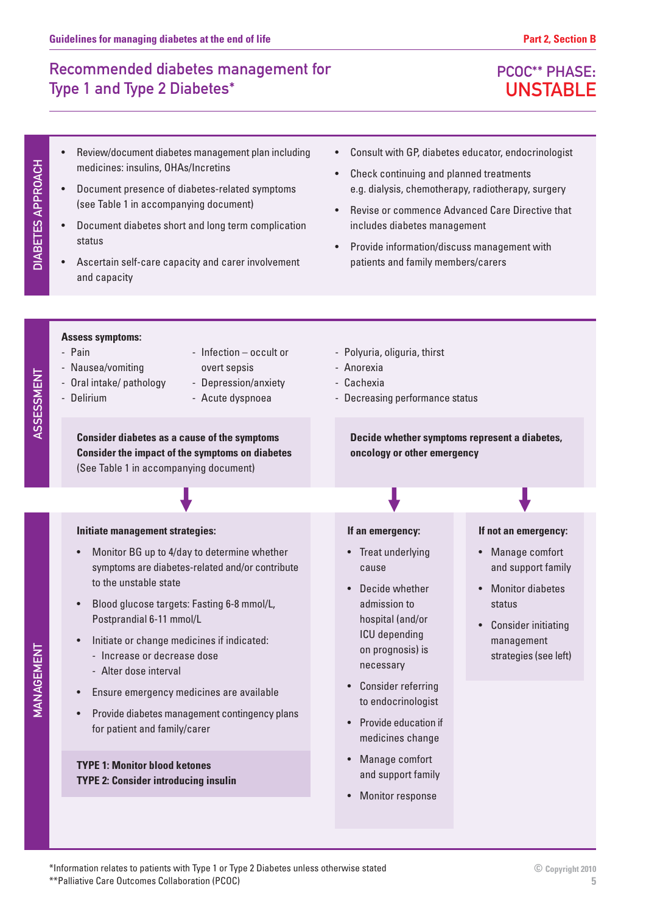# Recommended diabetes management for Type 1 and Type 2 Diabetes*

## PCOC** PHASE: UNSTABLE

### DIABETES APPROACH

- Review/document diabetes management plan including medicines: insulins, OHAs/Incretins
- Document presence of diabetes-related symptoms (see Table 1 in accompanying document)
- Document diabetes short and long term complication status
- Ascertain self-care capacity and carer involvement and capacity
- Consult with GP, diabetes educator, endocrinologist
- Check continuing and planned treatments e.g. dialysis, chemotherapy, radiotherapy, surgery
- Revise or commence Advanced Care Directive that includes diabetes management
- Provide information/discuss management with patients and family members/carers

### ASSESSMENT

**Assess symptoms:**

- Pain
- Nausea/vomiting
- Oral intake/ pathology
- Delirium
- Infection – occult or overt sepsis
- Depression/anxiety
- Acute dyspnoea
- Polyuria, oliguria, thirst
- Anorexia
- Cachexia
- Decreasing performance status

**Consider diabetes as a cause of the symptoms**
**Consider the impact of the symptoms on diabetes**
(See Table 1 in accompanying document)

**Decide whether symptoms represent a diabetes, oncology or other emergency**

### MANAGEMENT

**Initiate management strategies:**

- Monitor BG up to 4/day to determine whether symptoms are diabetes-related and/or contribute to the unstable state
- Blood glucose targets: Fasting 6-8 mmol/L, Postprandial 6-11 mmol/L
- Initiate or change medicines if indicated:
  - Increase or decrease dose
  - Alter dose interval
- Ensure emergency medicines are available
- Provide diabetes management contingency plans for patient and family/carer

**TYPE 1: Monitor blood ketones**
**TYPE 2: Consider introducing insulin**

**If an emergency:**

- Treat underlying cause
- Decide whether admission to hospital (and/or ICU depending on prognosis) is necessary
- Consider referring to endocrinologist
- Provide education if medicines change
- Manage comfort and support family
- Monitor response

**If not an emergency:**

- Manage comfort and support family
- Monitor diabetes status
- Consider initiating management strategies (see left)

*Information relates to patients with Type 1 or Type 2 Diabetes unless otherwise stated
**Palliative Care Outcomes Collaboration (PCOC)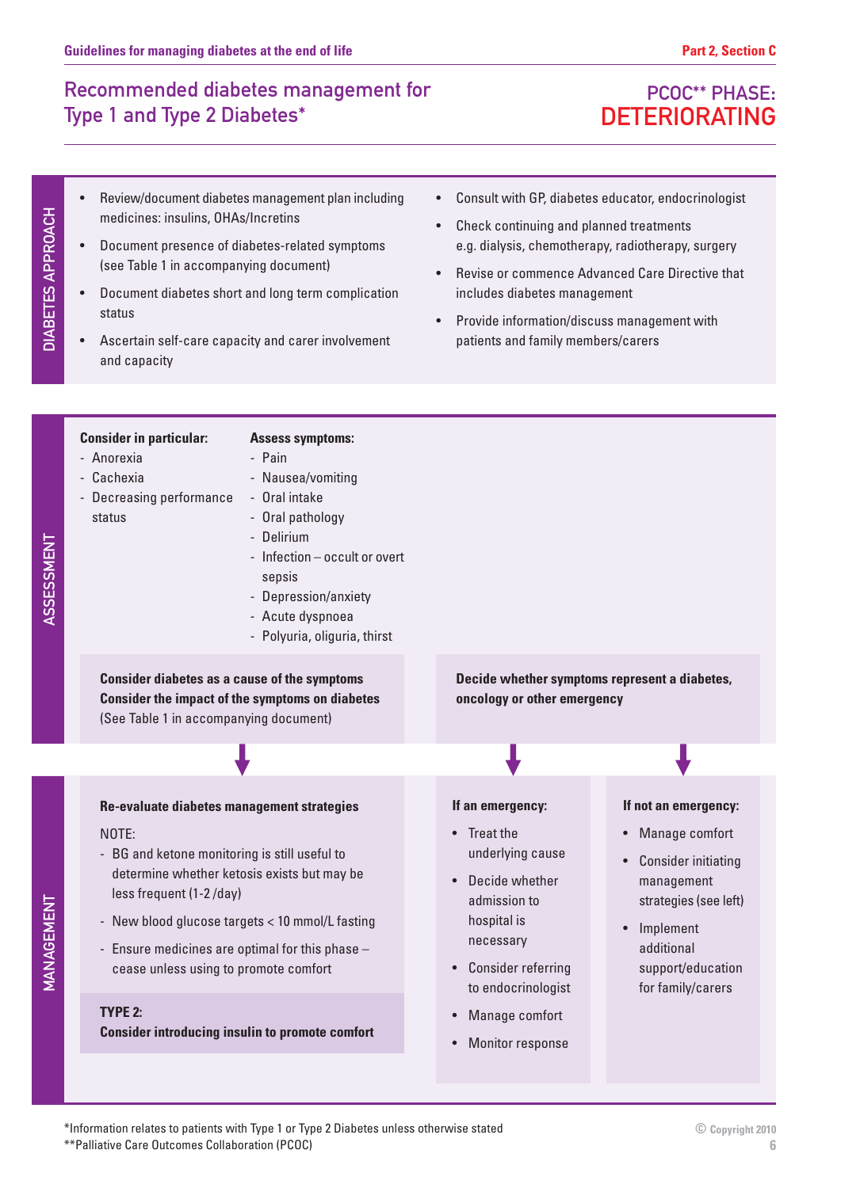# Recommended diabetes management for Type 1 and Type 2 Diabetes*

## PCOC** PHASE: DETERIORATING

### DIABETES APPROACH

- Review/document diabetes management plan including medicines: insulins, OHAs/Incretins
- Document presence of diabetes-related symptoms (see Table 1 in accompanying document)
- Document diabetes short and long term complication status
- Ascertain self-care capacity and carer involvement and capacity
- Consult with GP, diabetes educator, endocrinologist
- Check continuing and planned treatments e.g. dialysis, chemotherapy, radiotherapy, surgery
- Revise or commence Advanced Care Directive that includes diabetes management
- Provide information/discuss management with patients and family members/carers

### ASSESSMENT

**Consider in particular:**

- Anorexia
- Cachexia
- Decreasing performance status

**Assess symptoms:**

- Pain
- Nausea/vomiting
- Oral intake
- Oral pathology
- Delirium
- Infection – occult or overt sepsis
- Depression/anxiety
- Acute dyspnoea
- Polyuria, oliguria, thirst

**Consider diabetes as a cause of the symptoms**
**Consider the impact of the symptoms on diabetes**
(See Table 1 in accompanying document)

**Decide whether symptoms represent a diabetes, oncology or other emergency**

### MANAGEMENT

**Re-evaluate diabetes management strategies**

NOTE:

- BG and ketone monitoring is still useful to determine whether ketosis exists but may be less frequent (1-2 /day)
- New blood glucose targets < 10 mmol/L fasting
- Ensure medicines are optimal for this phase – cease unless using to promote comfort

**TYPE 2:**
**Consider introducing insulin to promote comfort**

**If an emergency:**

- Treat the underlying cause
- Decide whether admission to hospital is necessary
- Consider referring to endocrinologist
- Manage comfort
- Monitor response

**If not an emergency:**

- Manage comfort
- Consider initiating management strategies (see left)
- Implement additional support/education for family/carers

*Information relates to patients with Type 1 or Type 2 Diabetes unless otherwise stated
**Palliative Care Outcomes Collaboration (PCOC)

© Copyright 2010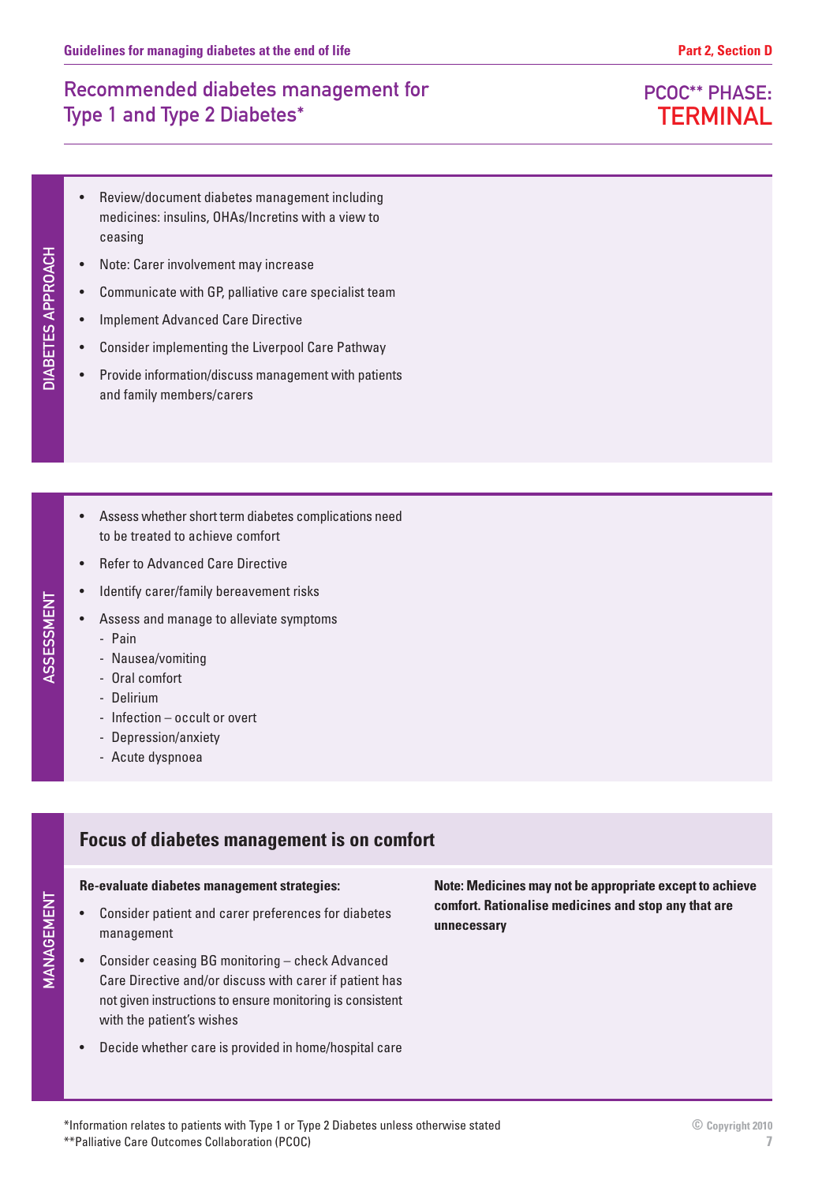# Recommended diabetes management for Type 1 and Type 2 Diabetes*

**PCOC** PHASE: TERMINAL**

## DIABETES APPROACH

- Review/document diabetes management including medicines: insulins, OHAs/Incretins with a view to ceasing
- Note: Carer involvement may increase
- Communicate with GP, palliative care specialist team
- Implement Advanced Care Directive
- Consider implementing the Liverpool Care Pathway
- Provide information/discuss management with patients and family members/carers

## ASSESSMENT

- Assess whether short term diabetes complications need to be treated to achieve comfort
- Refer to Advanced Care Directive
- Identify carer/family bereavement risks
- Assess and manage to alleviate symptoms
  - Pain
  - Nausea/vomiting
  - Oral comfort
  - Delirium
  - Infection – occult or overt
  - Depression/anxiety
  - Acute dyspnoea

## MANAGEMENT

### Focus of diabetes management is on comfort

**Re-evaluate diabetes management strategies:**

- Consider patient and carer preferences for diabetes management
- Consider ceasing BG monitoring – check Advanced Care Directive and/or discuss with carer if patient has not given instructions to ensure monitoring is consistent with the patient's wishes
- Decide whether care is provided in home/hospital care

**Note: Medicines may not be appropriate except to achieve comfort. Rationalise medicines and stop any that are unnecessary**

*Information relates to patients with Type 1 or Type 2 Diabetes unless otherwise stated
**Palliative Care Outcomes Collaboration (PCOC)

© Copyright 2010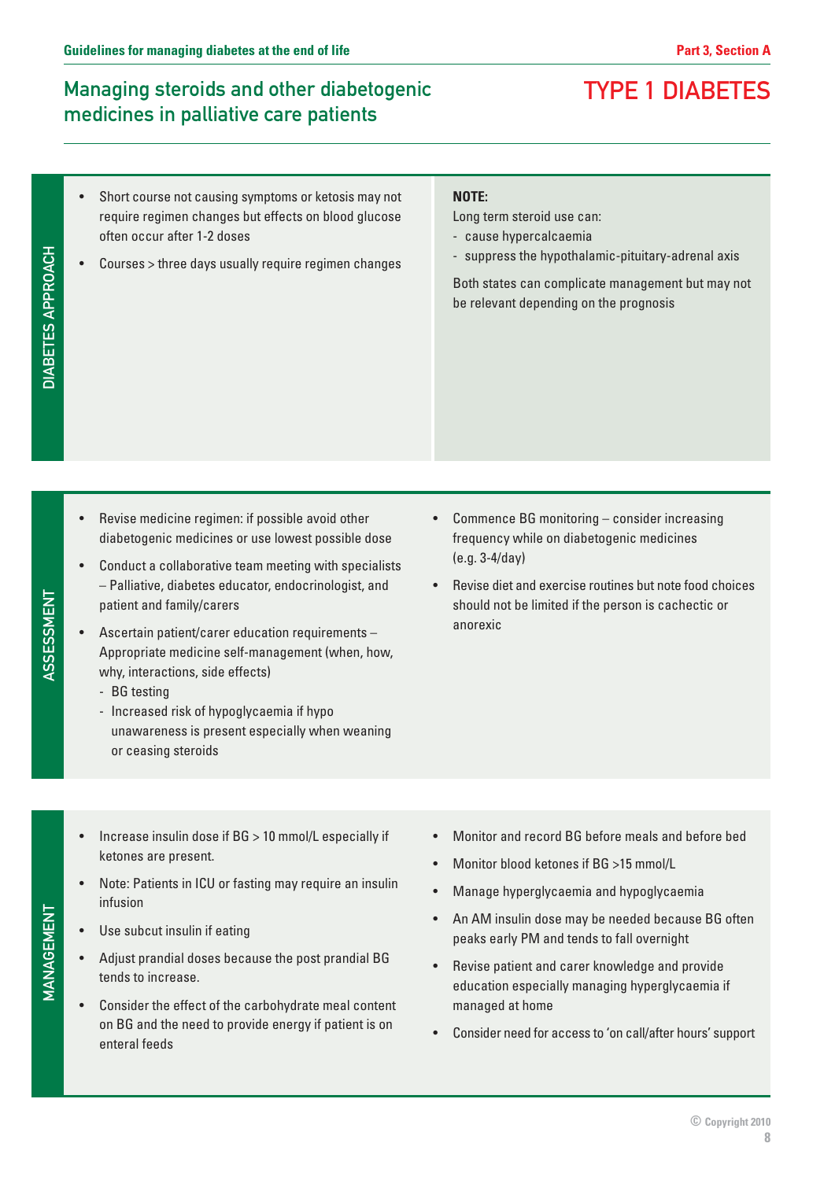## Managing steroids and other diabetogenic medicines in palliative care patients

# TYPE 1 DIABETES

### DIABETES APPROACH

- Short course not causing symptoms or ketosis may not require regimen changes but effects on blood glucose often occur after 1-2 doses
- Courses > three days usually require regimen changes

**NOTE:**

Long term steroid use can:

- cause hypercalcaemia
- suppress the hypothalamic-pituitary-adrenal axis

Both states can complicate management but may not be relevant depending on the prognosis

### ASSESSMENT

- Revise medicine regimen: if possible avoid other diabetogenic medicines or use lowest possible dose
- Conduct a collaborative team meeting with specialists – Palliative, diabetes educator, endocrinologist, and patient and family/carers
- Ascertain patient/carer education requirements – Appropriate medicine self-management (when, how, why, interactions, side effects)
  - BG testing
  - Increased risk of hypoglycaemia if hypo unawareness is present especially when weaning or ceasing steroids
- Commence BG monitoring – consider increasing frequency while on diabetogenic medicines (e.g. 3-4/day)
- Revise diet and exercise routines but note food choices should not be limited if the person is cachectic or anorexic

### MANAGEMENT

- Increase insulin dose if BG > 10 mmol/L especially if ketones are present.
- Note: Patients in ICU or fasting may require an insulin infusion
- Use subcut insulin if eating
- Adjust prandial doses because the post prandial BG tends to increase.
- Consider the effect of the carbohydrate meal content on BG and the need to provide energy if patient is on enteral feeds
- Monitor and record BG before meals and before bed
- Monitor blood ketones if BG >15 mmol/L
- Manage hyperglycaemia and hypoglycaemia
- An AM insulin dose may be needed because BG often peaks early PM and tends to fall overnight
- Revise patient and carer knowledge and provide education especially managing hyperglycaemia if managed at home
- Consider need for access to 'on call/after hours' support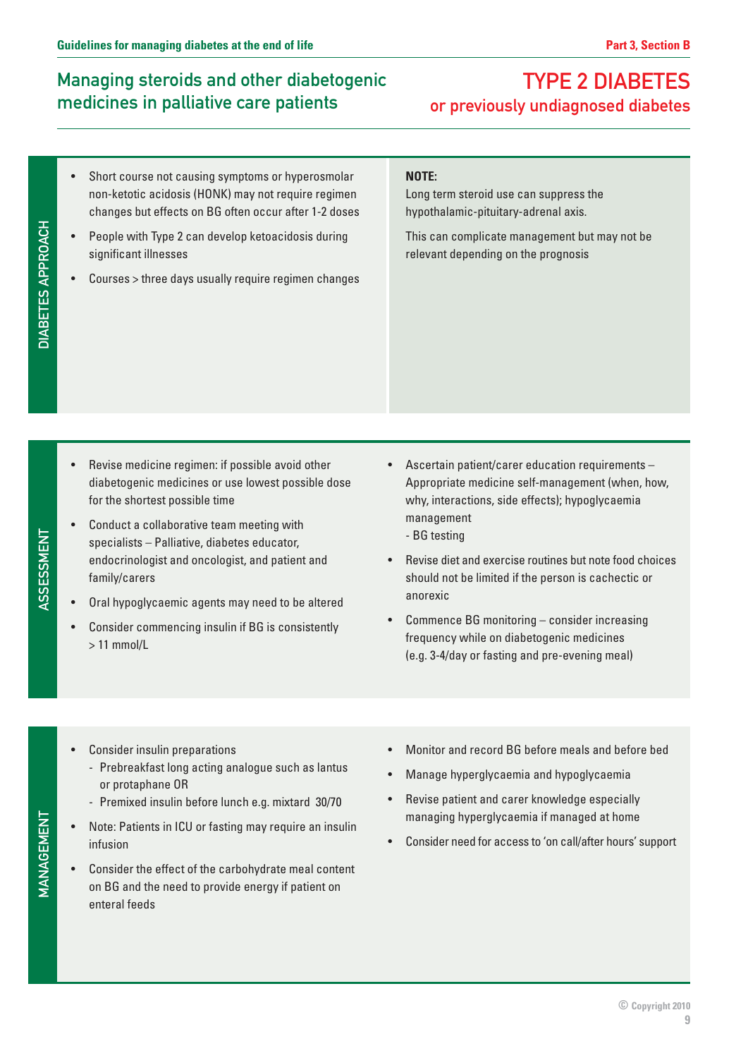## Managing steroids and other diabetogenic medicines in palliative care patients

## TYPE 2 DIABETES

### or previously undiagnosed diabetes

### DIABETES APPROACH

- Short course not causing symptoms or hyperosmolar non-ketotic acidosis (HONK) may not require regimen changes but effects on BG often occur after 1-2 doses
- People with Type 2 can develop ketoacidosis during significant illnesses
- Courses > three days usually require regimen changes

**NOTE:**

Long term steroid use can suppress the hypothalamic-pituitary-adrenal axis.

This can complicate management but may not be relevant depending on the prognosis

### ASSESSMENT

- Revise medicine regimen: if possible avoid other diabetogenic medicines or use lowest possible dose for the shortest possible time
- Conduct a collaborative team meeting with specialists – Palliative, diabetes educator, endocrinologist and oncologist, and patient and family/carers
- Oral hypoglycaemic agents may need to be altered
- Consider commencing insulin if BG is consistently > 11 mmol/L
- Ascertain patient/carer education requirements – Appropriate medicine self-management (when, how, why, interactions, side effects); hypoglycaemia management
  - BG testing
- Revise diet and exercise routines but note food choices should not be limited if the person is cachectic or anorexic
- Commence BG monitoring – consider increasing frequency while on diabetogenic medicines (e.g. 3-4/day or fasting and pre-evening meal)

### MANAGEMENT

- Consider insulin preparations
  - Prebreakfast long acting analogue such as lantus or protaphane OR
  - Premixed insulin before lunch e.g. mixtard 30/70
- Note: Patients in ICU or fasting may require an insulin infusion
- Consider the effect of the carbohydrate meal content on BG and the need to provide energy if patient on enteral feeds
- Monitor and record BG before meals and before bed
- Manage hyperglycaemia and hypoglycaemia
- Revise patient and carer knowledge especially managing hyperglycaemia if managed at home
- Consider need for access to 'on call/after hours' support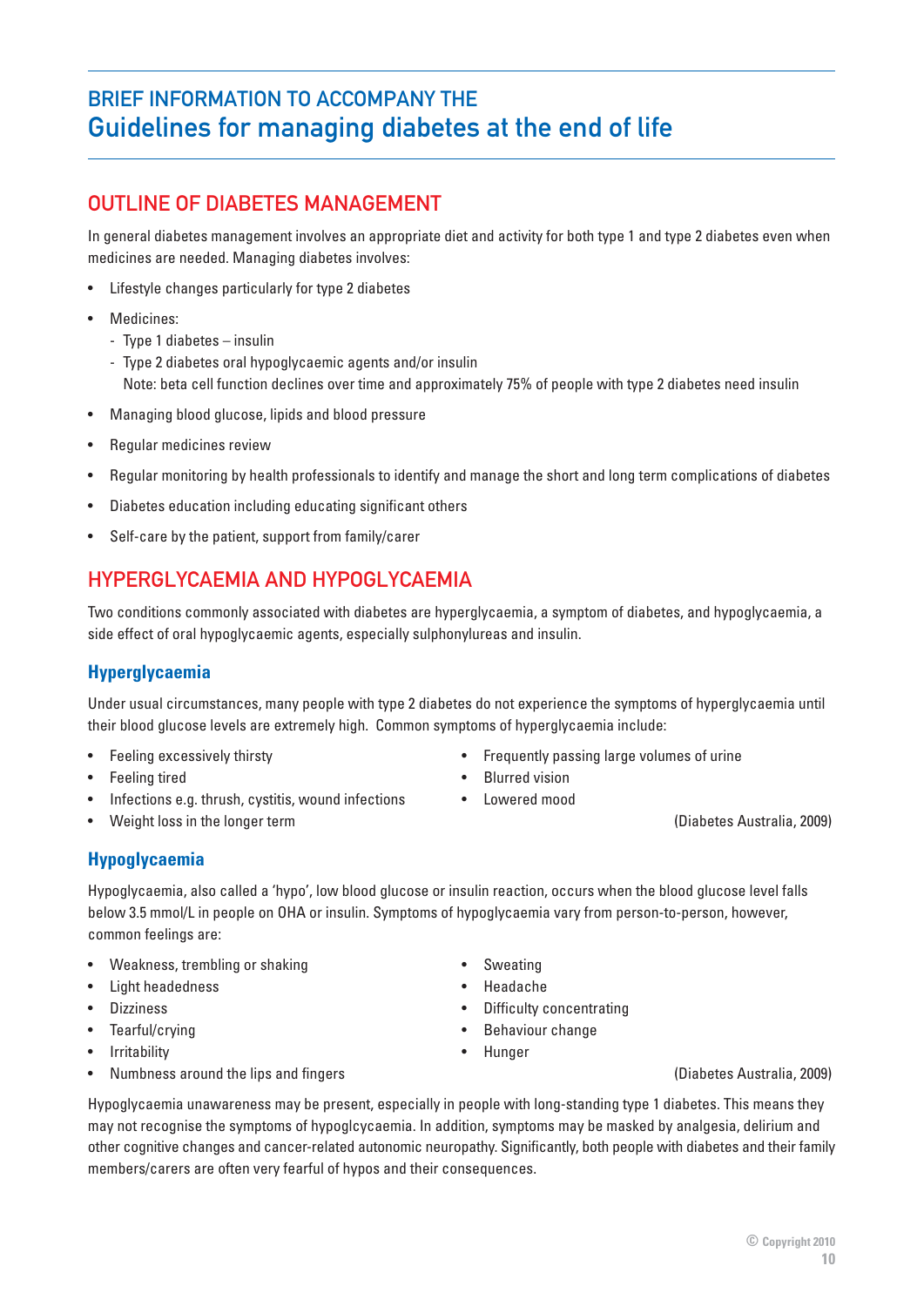# BRIEF INFORMATION TO ACCOMPANY THE Guidelines for managing diabetes at the end of life

## OUTLINE OF DIABETES MANAGEMENT

In general diabetes management involves an appropriate diet and activity for both type 1 and type 2 diabetes even when medicines are needed. Managing diabetes involves:

- Lifestyle changes particularly for type 2 diabetes
- Medicines:
  - Type 1 diabetes – insulin
  - Type 2 diabetes oral hypoglycaemic agents and/or insulin
    Note: beta cell function declines over time and approximately 75% of people with type 2 diabetes need insulin
- Managing blood glucose, lipids and blood pressure
- Regular medicines review
- Regular monitoring by health professionals to identify and manage the short and long term complications of diabetes
- Diabetes education including educating significant others
- Self-care by the patient, support from family/carer

## HYPERGLYCAEMIA AND HYPOGLYCAEMIA

Two conditions commonly associated with diabetes are hyperglycaemia, a symptom of diabetes, and hypoglycaemia, a side effect of oral hypoglycaemic agents, especially sulphonylureas and insulin.

### Hyperglycaemia

Under usual circumstances, many people with type 2 diabetes do not experience the symptoms of hyperglycaemia until their blood glucose levels are extremely high. Common symptoms of hyperglycaemia include:

- Feeling excessively thirsty
- Feeling tired
- Infections e.g. thrush, cystitis, wound infections
- Weight loss in the longer term
- Frequently passing large volumes of urine
- Blurred vision
- Lowered mood

(Diabetes Australia, 2009)

### Hypoglycaemia

Hypoglycaemia, also called a 'hypo', low blood glucose or insulin reaction, occurs when the blood glucose level falls below 3.5 mmol/L in people on OHA or insulin. Symptoms of hypoglycaemia vary from person-to-person, however, common feelings are:

- Weakness, trembling or shaking
- Light headedness
- Dizziness
- Tearful/crying
- Irritability
- Numbness around the lips and fingers
- Sweating
- Headache
- Difficulty concentrating
- Behaviour change
- Hunger

(Diabetes Australia, 2009)

Hypoglycaemia unawareness may be present, especially in people with long-standing type 1 diabetes. This means they may not recognise the symptoms of hypoglcycaemia. In addition, symptoms may be masked by analgesia, delirium and other cognitive changes and cancer-related autonomic neuropathy. Significantly, both people with diabetes and their family members/carers are often very fearful of hypos and their consequences.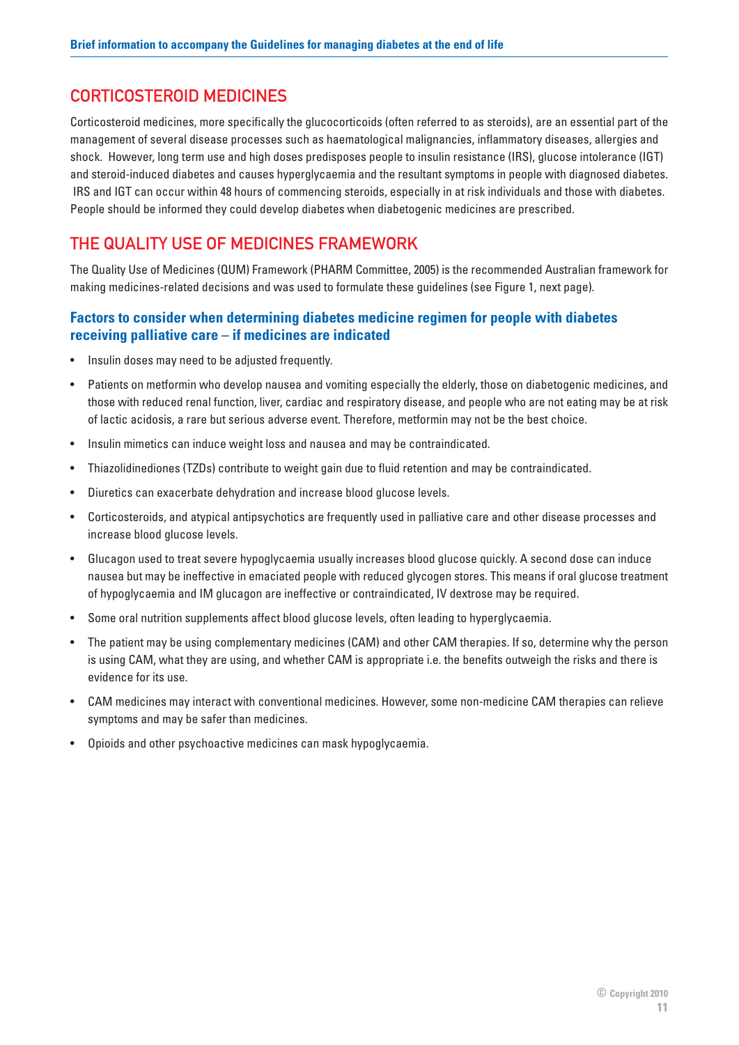## CORTICOSTEROID MEDICINES

Corticosteroid medicines, more specifically the glucocorticoids (often referred to as steroids), are an essential part of the management of several disease processes such as haematological malignancies, inflammatory diseases, allergies and shock. However, long term use and high doses predisposes people to insulin resistance (IRS), glucose intolerance (IGT) and steroid-induced diabetes and causes hyperglycaemia and the resultant symptoms in people with diagnosed diabetes. IRS and IGT can occur within 48 hours of commencing steroids, especially in at risk individuals and those with diabetes. People should be informed they could develop diabetes when diabetogenic medicines are prescribed.

## THE QUALITY USE OF MEDICINES FRAMEWORK

The Quality Use of Medicines (QUM) Framework (PHARM Committee, 2005) is the recommended Australian framework for making medicines-related decisions and was used to formulate these guidelines (see Figure 1, next page).

### Factors to consider when determining diabetes medicine regimen for people with diabetes receiving palliative care – if medicines are indicated

- Insulin doses may need to be adjusted frequently.
- Patients on metformin who develop nausea and vomiting especially the elderly, those on diabetogenic medicines, and those with reduced renal function, liver, cardiac and respiratory disease, and people who are not eating may be at risk of lactic acidosis, a rare but serious adverse event. Therefore, metformin may not be the best choice.
- Insulin mimetics can induce weight loss and nausea and may be contraindicated.
- Thiazolidinediones (TZDs) contribute to weight gain due to fluid retention and may be contraindicated.
- Diuretics can exacerbate dehydration and increase blood glucose levels.
- Corticosteroids, and atypical antipsychotics are frequently used in palliative care and other disease processes and increase blood glucose levels.
- Glucagon used to treat severe hypoglycaemia usually increases blood glucose quickly. A second dose can induce nausea but may be ineffective in emaciated people with reduced glycogen stores. This means if oral glucose treatment of hypoglycaemia and IM glucagon are ineffective or contraindicated, IV dextrose may be required.
- Some oral nutrition supplements affect blood glucose levels, often leading to hyperglycaemia.
- The patient may be using complementary medicines (CAM) and other CAM therapies. If so, determine why the person is using CAM, what they are using, and whether CAM is appropriate i.e. the benefits outweigh the risks and there is evidence for its use.
- CAM medicines may interact with conventional medicines. However, some non-medicine CAM therapies can relieve symptoms and may be safer than medicines.
- Opioids and other psychoactive medicines can mask hypoglycaemia.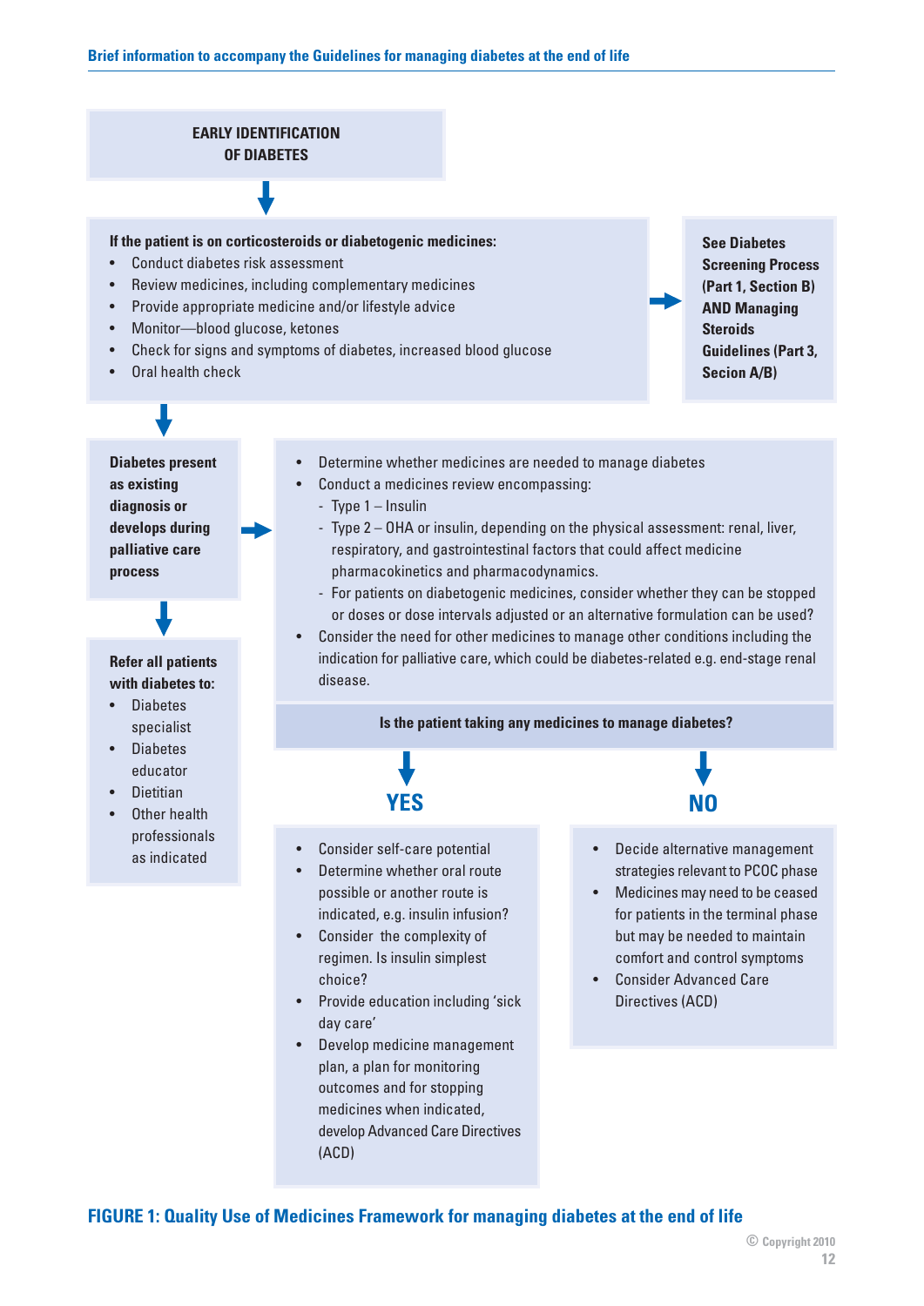**EARLY IDENTIFICATION OF DIABETES**

↓

**If the patient is on corticosteroids or diabetogenic medicines:**

- Conduct diabetes risk assessment
- Review medicines, including complementary medicines
- Provide appropriate medicine and/or lifestyle advice
- Monitor—blood glucose, ketones
- Check for signs and symptoms of diabetes, increased blood glucose
- Oral health check

→ **See Diabetes Screening Process (Part 1, Section B) AND Managing Steroids Guidelines (Part 3, Secion A/B)**

↓

**Diabetes present as existing diagnosis or develops during palliative care process**

→

- Determine whether medicines are needed to manage diabetes
- Conduct a medicines review encompassing:
  - Type 1 – Insulin
  - Type 2 – OHA or insulin, depending on the physical assessment: renal, liver, respiratory, and gastrointestinal factors that could affect medicine pharmacokinetics and pharmacodynamics.
  - For patients on diabetogenic medicines, consider whether they can be stopped or doses or dose intervals adjusted or an alternative formulation can be used?
- Consider the need for other medicines to manage other conditions including the indication for palliative care, which could be diabetes-related e.g. end-stage renal disease.

**Is the patient taking any medicines to manage diabetes?**

**YES**

- Consider self-care potential
- Determine whether oral route possible or another route is indicated, e.g. insulin infusion?
- Consider the complexity of regimen. Is insulin simplest choice?
- Provide education including 'sick day care'
- Develop medicine management plan, a plan for monitoring outcomes and for stopping medicines when indicated, develop Advanced Care Directives (ACD)

**NO**

- Decide alternative management strategies relevant to PCOC phase
- Medicines may need to be ceased for patients in the terminal phase but may be needed to maintain comfort and control symptoms
- Consider Advanced Care Directives (ACD)

↓

**Refer all patients with diabetes to:**

- Diabetes specialist
- Diabetes educator
- Dietitian
- Other health professionals as indicated

**FIGURE 1: Quality Use of Medicines Framework for managing diabetes at the end of life**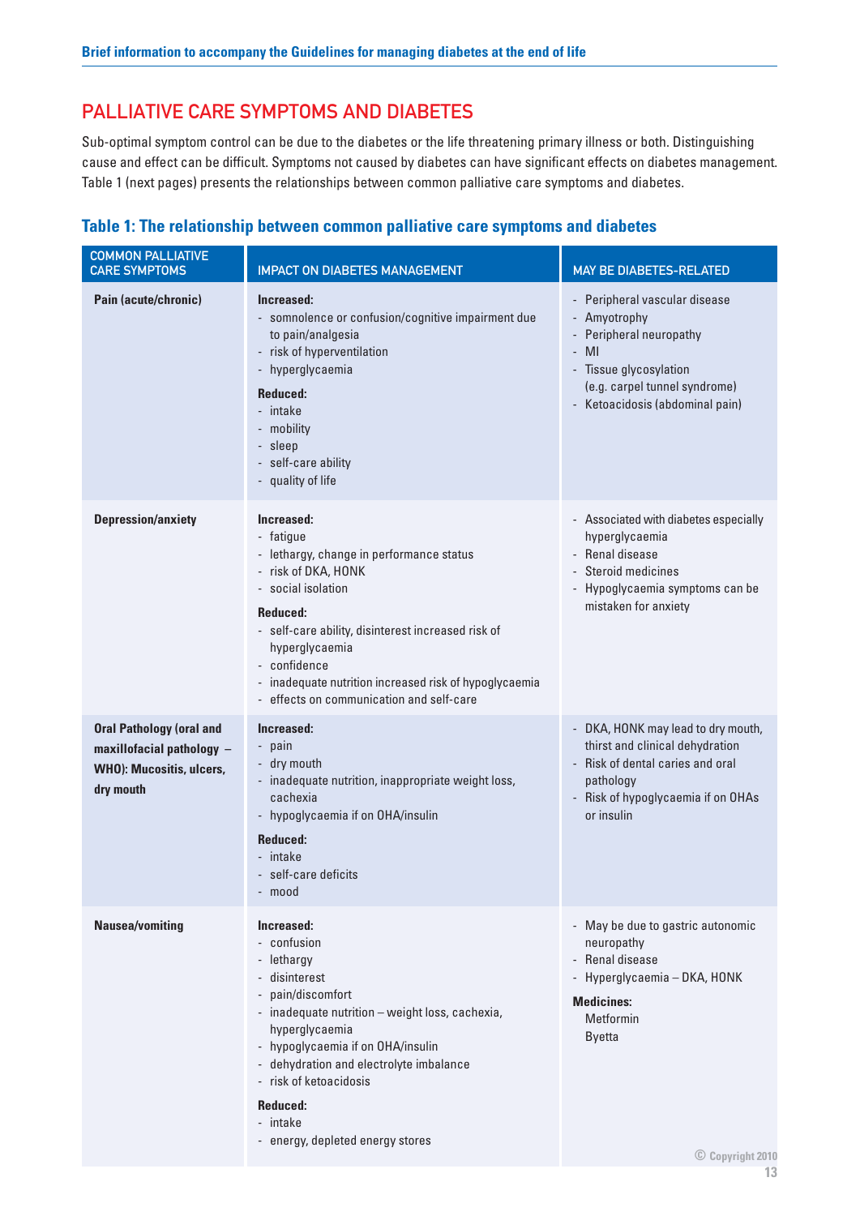## PALLIATIVE CARE SYMPTOMS AND DIABETES

Sub-optimal symptom control can be due to the diabetes or the life threatening primary illness or both. Distinguishing cause and effect can be difficult. Symptoms not caused by diabetes can have significant effects on diabetes management. Table 1 (next pages) presents the relationships between common palliative care symptoms and diabetes.

### Table 1: The relationship between common palliative care symptoms and diabetes

| COMMON PALLIATIVE CARE SYMPTOMS | IMPACT ON DIABETES MANAGEMENT | MAY BE DIABETES-RELATED |
|---|---|---|
| **Pain (acute/chronic)** | **Increased:**<br>- somnolence or confusion/cognitive impairment due to pain/analgesia<br>- risk of hyperventilation<br>- hyperglycaemia<br>**Reduced:**<br>- intake<br>- mobility<br>- sleep<br>- self-care ability<br>- quality of life | - Peripheral vascular disease<br>- Amyotrophy<br>- Peripheral neuropathy<br>- MI<br>- Tissue glycosylation (e.g. carpel tunnel syndrome)<br>- Ketoacidosis (abdominal pain) |
| **Depression/anxiety** | **Increased:**<br>- fatigue<br>- lethargy, change in performance status<br>- risk of DKA, HONK<br>- social isolation<br>**Reduced:**<br>- self-care ability, disinterest increased risk of hyperglycaemia<br>- confidence<br>- inadequate nutrition increased risk of hypoglycaemia<br>- effects on communication and self-care | - Associated with diabetes especially hyperglycaemia<br>- Renal disease<br>- Steroid medicines<br>- Hypoglycaemia symptoms can be mistaken for anxiety |
| **Oral Pathology (oral and maxillofacial pathology – WHO): Mucositis, ulcers, dry mouth** | **Increased:**<br>- pain<br>- dry mouth<br>- inadequate nutrition, inappropriate weight loss, cachexia<br>- hypoglycaemia if on OHA/insulin<br>**Reduced:**<br>- intake<br>- self-care deficits<br>- mood | - DKA, HONK may lead to dry mouth, thirst and clinical dehydration<br>- Risk of dental caries and oral pathology<br>- Risk of hypoglycaemia if on OHAs or insulin |
| **Nausea/vomiting** | **Increased:**<br>- confusion<br>- lethargy<br>- disinterest<br>- pain/discomfort<br>- inadequate nutrition – weight loss, cachexia, hyperglycaemia<br>- hypoglycaemia if on OHA/insulin<br>- dehydration and electrolyte imbalance<br>- risk of ketoacidosis<br>**Reduced:**<br>- intake<br>- energy, depleted energy stores | - May be due to gastric autonomic neuropathy<br>- Renal disease<br>- Hyperglycaemia – DKA, HONK<br>**Medicines:**<br>Metformin<br>Byetta |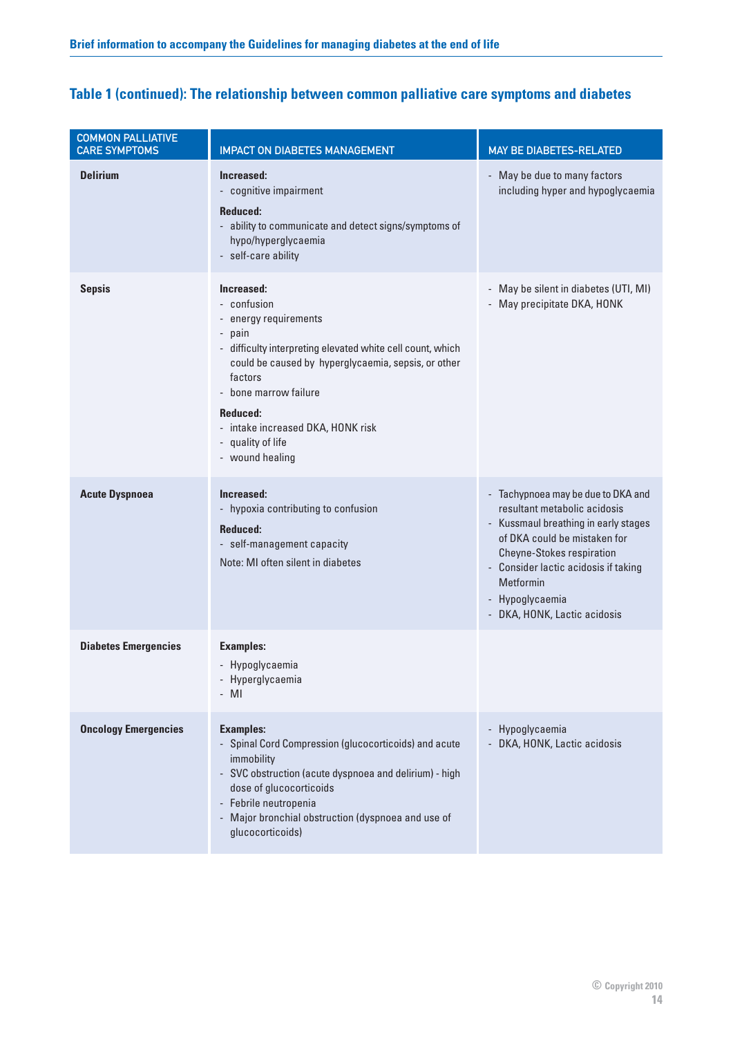## Table 1 (continued): The relationship between common palliative care symptoms and diabetes

| COMMON PALLIATIVE CARE SYMPTOMS | IMPACT ON DIABETES MANAGEMENT | MAY BE DIABETES-RELATED |
|---|---|---|
| **Delirium** | **Increased:**<br>- cognitive impairment<br>**Reduced:**<br>- ability to communicate and detect signs/symptoms of hypo/hyperglycaemia<br>- self-care ability | - May be due to many factors including hyper and hypoglycaemia |
| **Sepsis** | **Increased:**<br>- confusion<br>- energy requirements<br>- pain<br>- difficulty interpreting elevated white cell count, which could be caused by hyperglycaemia, sepsis, or other factors<br>- bone marrow failure<br>**Reduced:**<br>- intake increased DKA, HONK risk<br>- quality of life<br>- wound healing | - May be silent in diabetes (UTI, MI)<br>- May precipitate DKA, HONK |
| **Acute Dyspnoea** | **Increased:**<br>- hypoxia contributing to confusion<br>**Reduced:**<br>- self-management capacity<br>Note: MI often silent in diabetes | - Tachypnoea may be due to DKA and resultant metabolic acidosis<br>- Kussmaul breathing in early stages of DKA could be mistaken for Cheyne-Stokes respiration<br>- Consider lactic acidosis if taking Metformin<br>- Hypoglycaemia<br>- DKA, HONK, Lactic acidosis |
| **Diabetes Emergencies** | **Examples:**<br>- Hypoglycaemia<br>- Hyperglycaemia<br>- MI | |
| **Oncology Emergencies** | **Examples:**<br>- Spinal Cord Compression (glucocorticoids) and acute immobility<br>- SVC obstruction (acute dyspnoea and delirium) - high dose of glucocorticoids<br>- Febrile neutropenia<br>- Major bronchial obstruction (dyspnoea and use of glucocorticoids) | - Hypoglycaemia<br>- DKA, HONK, Lactic acidosis |

© Copyright 2010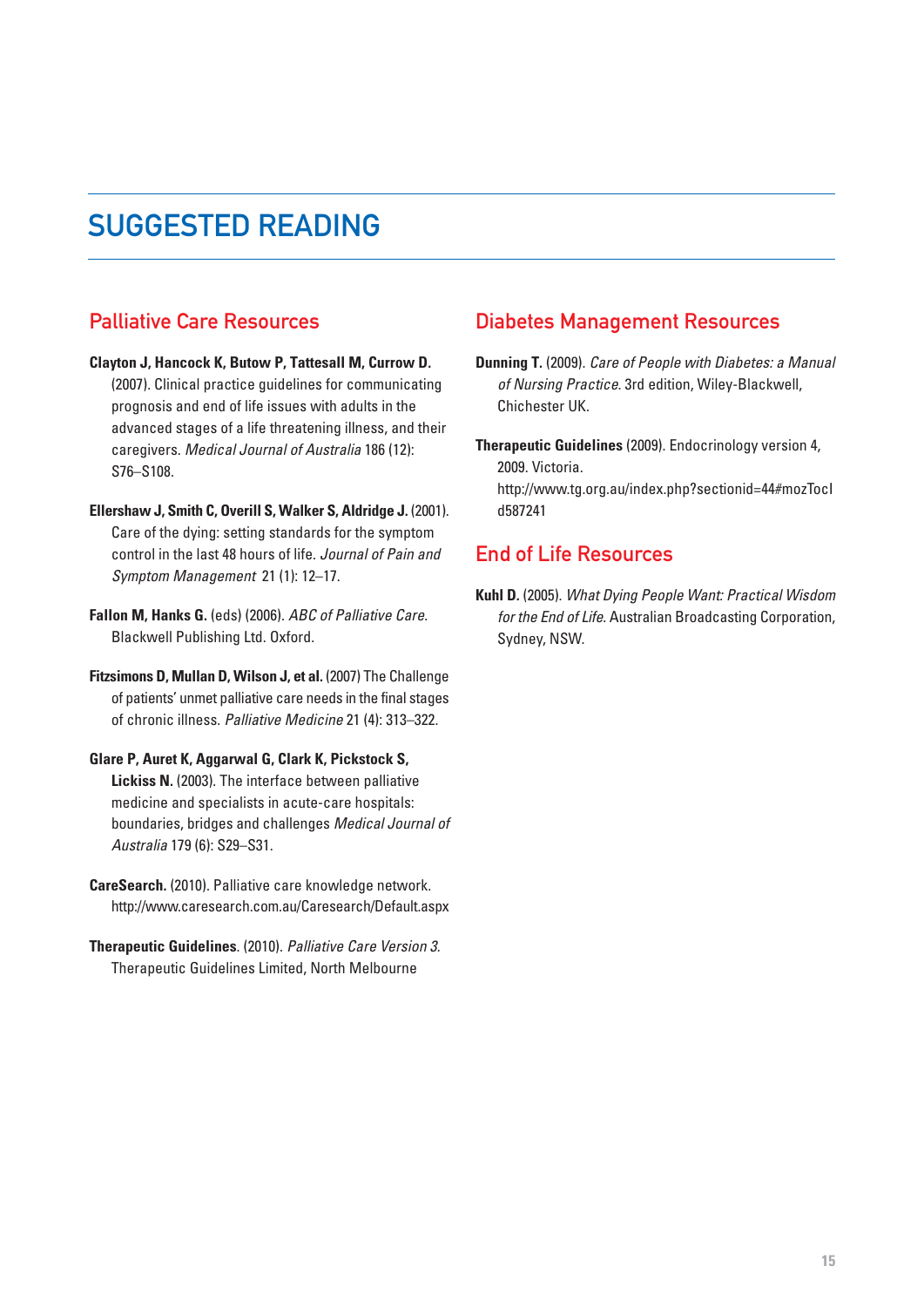# SUGGESTED READING

## Palliative Care Resources

**Clayton J, Hancock K, Butow P, Tattesall M, Currow D.** (2007). Clinical practice guidelines for communicating prognosis and end of life issues with adults in the advanced stages of a life threatening illness, and their caregivers. *Medical Journal of Australia* 186 (12): S76–S108.

**Ellershaw J, Smith C, Overill S, Walker S, Aldridge J.** (2001). Care of the dying: setting standards for the symptom control in the last 48 hours of life. *Journal of Pain and Symptom Management* 21 (1): 12–17.

**Fallon M, Hanks G.** (eds) (2006). *ABC of Palliative Care*. Blackwell Publishing Ltd. Oxford.

**Fitzsimons D, Mullan D, Wilson J, et al.** (2007) The Challenge of patients' unmet palliative care needs in the final stages of chronic illness. *Palliative Medicine* 21 (4): 313–322.

**Glare P, Auret K, Aggarwal G, Clark K, Pickstock S, Lickiss N.** (2003). The interface between palliative medicine and specialists in acute-care hospitals: boundaries, bridges and challenges *Medical Journal of Australia* 179 (6): S29–S31.

**CareSearch.** (2010). Palliative care knowledge network. http://www.caresearch.com.au/Caresearch/Default.aspx

**Therapeutic Guidelines**. (2010). *Palliative Care Version 3.* Therapeutic Guidelines Limited, North Melbourne

## Diabetes Management Resources

**Dunning T.** (2009). *Care of People with Diabetes: a Manual of Nursing Practice*. 3rd edition, Wiley-Blackwell, Chichester UK.

**Therapeutic Guidelines** (2009). Endocrinology version 4, 2009. Victoria. http://www.tg.org.au/index.php?sectionid=44#mozTocId587241

## End of Life Resources

**Kuhl D.** (2005). *What Dying People Want: Practical Wisdom for the End of Life*. Australian Broadcasting Corporation, Sydney, NSW.